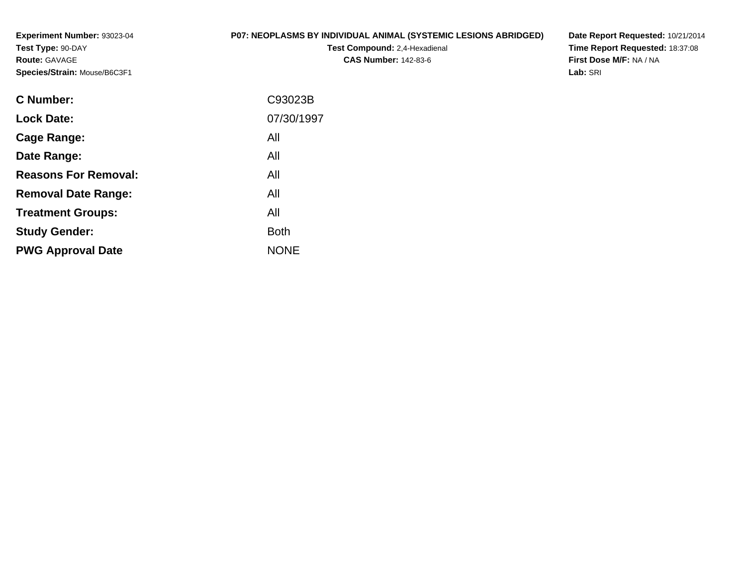**Experiment Number:** 93023-04
**Test Type:** 90-DAY
**Route:** GAVAGE
**Species/Strain:** Mouse/B6C3F1

**P07: NEOPLASMS BY INDIVIDUAL ANIMAL (SYSTEMIC LESIONS ABRIDGED)**
**Test Compound:** 2,4-Hexadienal
**CAS Number:** 142-83-6

**Date Report Requested:** 10/21/2014
**Time Report Requested:** 18:37:08
**First Dose M/F:** NA / NA
**Lab:** SRI

| | |
|---|---|
| **C Number:** | C93023B |
| **Lock Date:** | 07/30/1997 |
| **Cage Range:** | All |
| **Date Range:** | All |
| **Reasons For Removal:** | All |
| **Removal Date Range:** | All |
| **Treatment Groups:** | All |
| **Study Gender:** | Both |
| **PWG Approval Date** | NONE |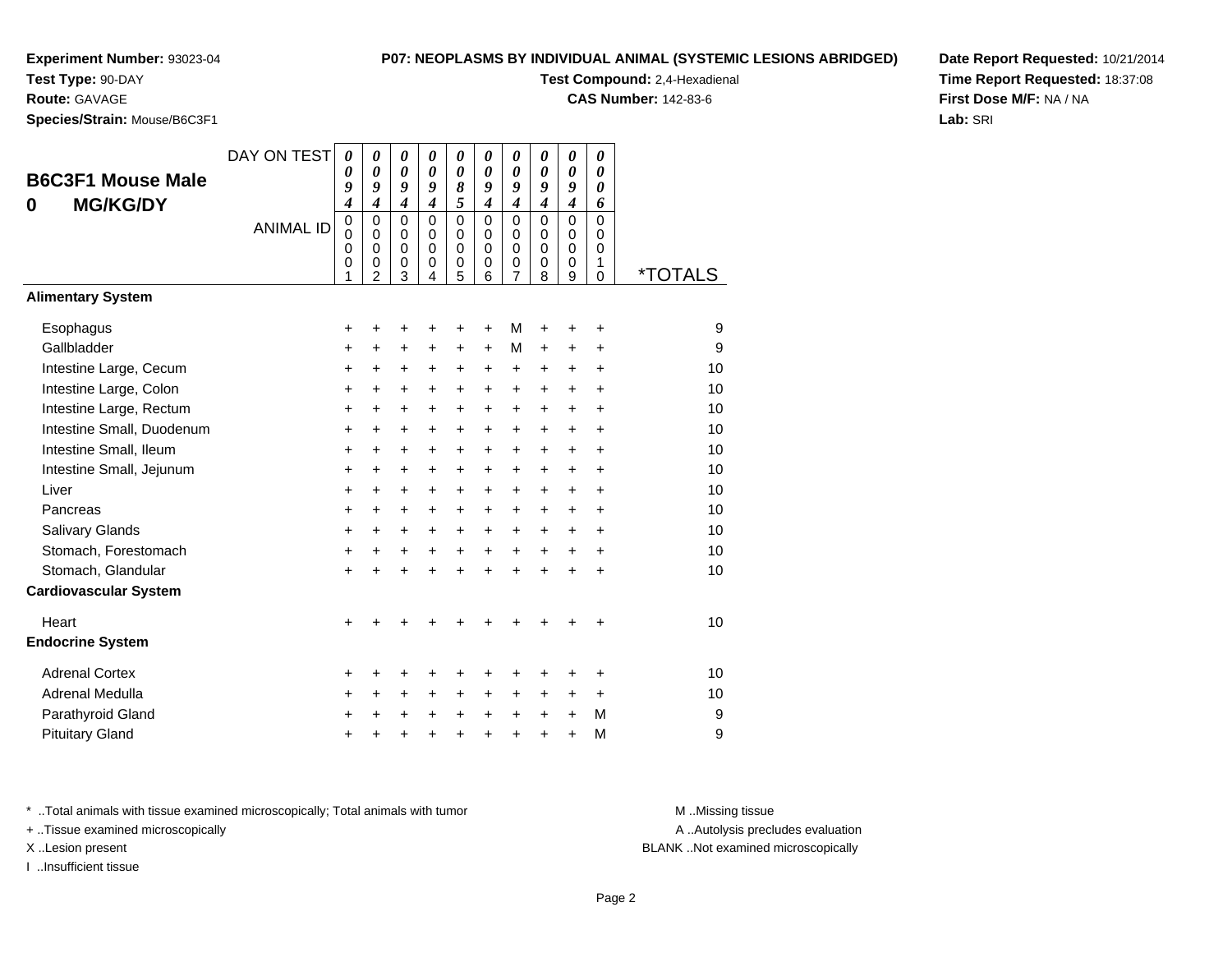**Experiment Number:** 93023-04
**Test Type:** 90-DAY
**Route:** GAVAGE
**Species/Strain:** Mouse/B6C3F1

**P07: NEOPLASMS BY INDIVIDUAL ANIMAL (SYSTEMIC LESIONS ABRIDGED)**
**Test Compound:** 2,4-Hexadienal
**CAS Number:** 142-83-6

**Date Report Requested:** 10/21/2014
**Time Report Requested:** 18:37:08
**First Dose M/F:** NA / NA
**Lab:** SRI

## B6C3F1 Mouse Male
## 0 MG/KG/DY

| DAY ON TEST | 0094 | 0094 | 0094 | 0094 | 0085 | 0094 | 0094 | 0094 | 0094 | 0006 | |
|---|---|---|---|---|---|---|---|---|---|---|---|
| ANIMAL ID | 00001 | 00002 | 00003 | 00004 | 00005 | 00006 | 00007 | 00008 | 00009 | 00010 | *TOTALS |
| **Alimentary System** | | | | | | | | | | | |
| Esophagus | + | + | + | + | + | + | M | + | + | + | 9 |
| Gallbladder | + | + | + | + | + | + | M | + | + | + | 9 |
| Intestine Large, Cecum | + | + | + | + | + | + | + | + | + | + | 10 |
| Intestine Large, Colon | + | + | + | + | + | + | + | + | + | + | 10 |
| Intestine Large, Rectum | + | + | + | + | + | + | + | + | + | + | 10 |
| Intestine Small, Duodenum | + | + | + | + | + | + | + | + | + | + | 10 |
| Intestine Small, Ileum | + | + | + | + | + | + | + | + | + | + | 10 |
| Intestine Small, Jejunum | + | + | + | + | + | + | + | + | + | + | 10 |
| Liver | + | + | + | + | + | + | + | + | + | + | 10 |
| Pancreas | + | + | + | + | + | + | + | + | + | + | 10 |
| Salivary Glands | + | + | + | + | + | + | + | + | + | + | 10 |
| Stomach, Forestomach | + | + | + | + | + | + | + | + | + | + | 10 |
| Stomach, Glandular | + | + | + | + | + | + | + | + | + | + | 10 |
| **Cardiovascular System** | | | | | | | | | | | |
| Heart | + | + | + | + | + | + | + | + | + | + | 10 |
| **Endocrine System** | | | | | | | | | | | |
| Adrenal Cortex | + | + | + | + | + | + | + | + | + | + | 10 |
| Adrenal Medulla | + | + | + | + | + | + | + | + | + | + | 10 |
| Parathyroid Gland | + | + | + | + | + | + | + | + | + | M | 9 |
| Pituitary Gland | + | + | + | + | + | + | + | + | + | M | 9 |

* ..Total animals with tissue examined microscopically; Total animals with tumor
+ ..Tissue examined microscopically
X ..Lesion present
I ..Insufficient tissue

M ..Missing tissue
A ..Autolysis precludes evaluation
BLANK ..Not examined microscopically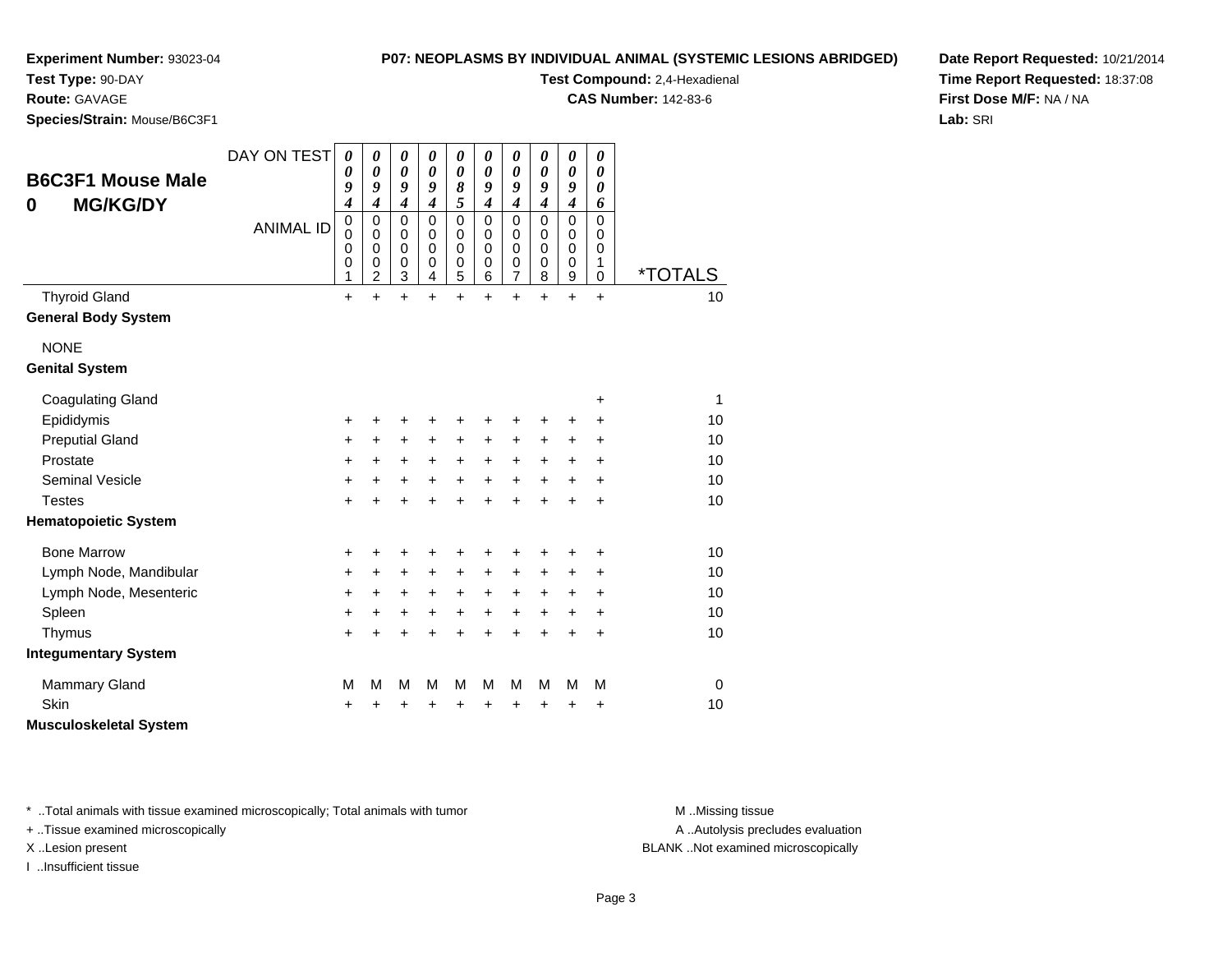**Experiment Number:** 93023-04
**Test Type:** 90-DAY
**Route:** GAVAGE
**Species/Strain:** Mouse/B6C3F1

**P07: NEOPLASMS BY INDIVIDUAL ANIMAL (SYSTEMIC LESIONS ABRIDGED)**
**Test Compound:** 2,4-Hexadienal
**CAS Number:** 142-83-6

**Date Report Requested:** 10/21/2014
**Time Report Requested:** 18:37:08
**First Dose M/F:** NA / NA
**Lab:** SRI

## B6C3F1 Mouse Male 0 MG/KG/DY

| DAY ON TEST | 0094 | 0094 | 0094 | 0094 | 0085 | 0094 | 0094 | 0094 | 0094 | 0006 | |
|---|---|---|---|---|---|---|---|---|---|---|---|
| ANIMAL ID | 00001 | 00002 | 00003 | 00004 | 00005 | 00006 | 00007 | 00008 | 00009 | 00010 | *TOTALS |
| Thyroid Gland | + | + | + | + | + | + | + | + | + | + | 10 |
| **General Body System** | | | | | | | | | | | |
| NONE | | | | | | | | | | | |
| **Genital System** | | | | | | | | | | | |
| Coagulating Gland | | | | | | | | | | + | 1 |
| Epididymis | + | + | + | + | + | + | + | + | + | + | 10 |
| Preputial Gland | + | + | + | + | + | + | + | + | + | + | 10 |
| Prostate | + | + | + | + | + | + | + | + | + | + | 10 |
| Seminal Vesicle | + | + | + | + | + | + | + | + | + | + | 10 |
| Testes | + | + | + | + | + | + | + | + | + | + | 10 |
| **Hematopoietic System** | | | | | | | | | | | |
| Bone Marrow | + | + | + | + | + | + | + | + | + | + | 10 |
| Lymph Node, Mandibular | + | + | + | + | + | + | + | + | + | + | 10 |
| Lymph Node, Mesenteric | + | + | + | + | + | + | + | + | + | + | 10 |
| Spleen | + | + | + | + | + | + | + | + | + | + | 10 |
| Thymus | + | + | + | + | + | + | + | + | + | + | 10 |
| **Integumentary System** | | | | | | | | | | | |
| Mammary Gland | M | M | M | M | M | M | M | M | M | M | 0 |
| Skin | + | + | + | + | + | + | + | + | + | + | 10 |
| **Musculoskeletal System** | | | | | | | | | | | |

* ..Total animals with tissue examined microscopically; Total animals with tumor
+ ..Tissue examined microscopically
X ..Lesion present
I ..Insufficient tissue

M ..Missing tissue
A ..Autolysis precludes evaluation
BLANK ..Not examined microscopically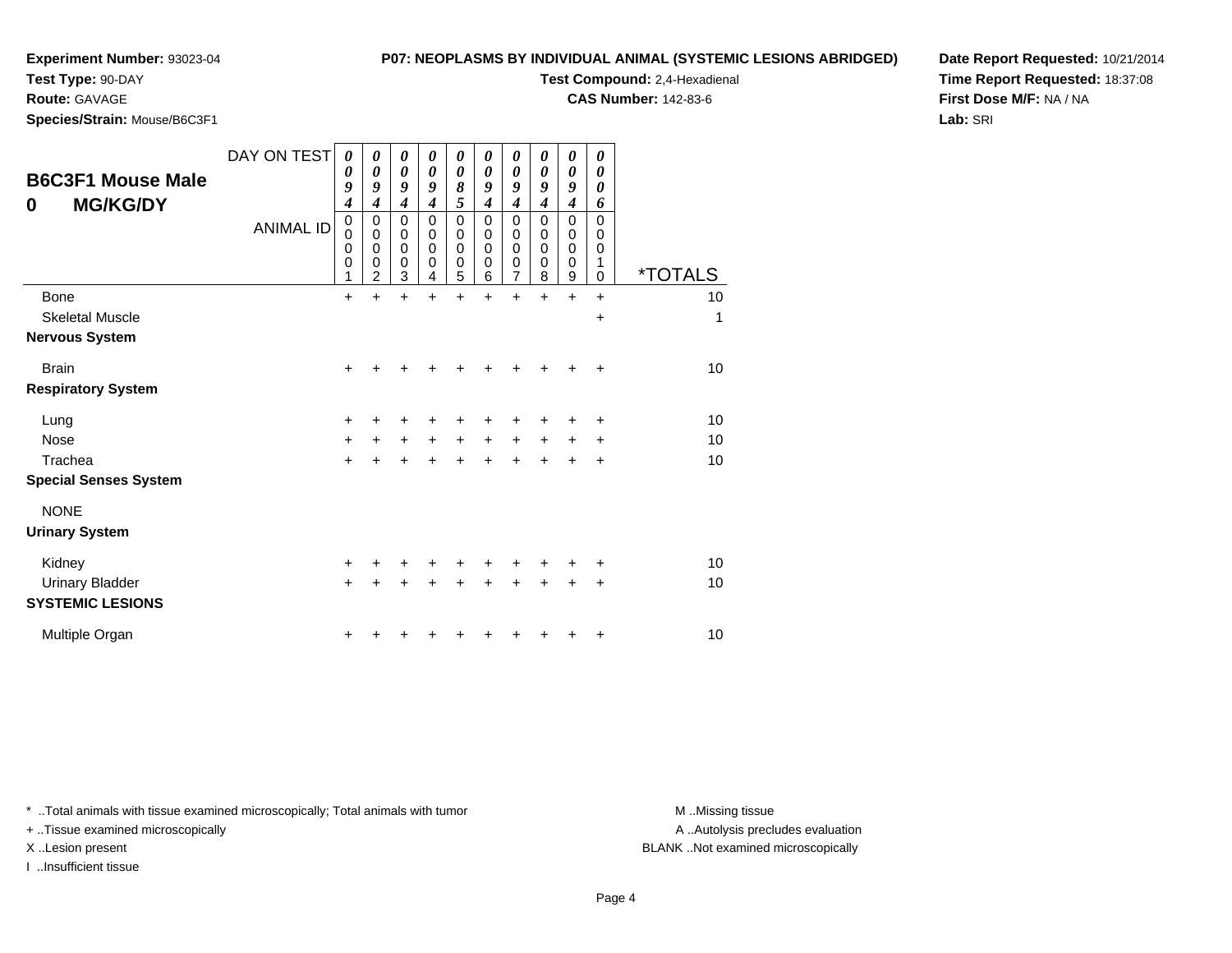**Experiment Number:** 93023-04
**Test Type:** 90-DAY
**Route:** GAVAGE
**Species/Strain:** Mouse/B6C3F1

**P07: NEOPLASMS BY INDIVIDUAL ANIMAL (SYSTEMIC LESIONS ABRIDGED)**
**Test Compound:** 2,4-Hexadienal
**CAS Number:** 142-83-6

**Date Report Requested:** 10/21/2014
**Time Report Requested:** 18:37:08
**First Dose M/F:** NA / NA
**Lab:** SRI

## B6C3F1 Mouse Male
## 0 MG/KG/DY

| DAY ON TEST | 0094 | 0094 | 0094 | 0094 | 0085 | 0094 | 0094 | 0094 | 0094 | 0006 | |
|---|---|---|---|---|---|---|---|---|---|---|---|
| ANIMAL ID | 00001 | 00002 | 00003 | 00004 | 00005 | 00006 | 00007 | 00008 | 00009 | 00010 | *TOTALS |
| Bone | + | + | + | + | + | + | + | + | + | + | 10 |
| Skeletal Muscle | | | | | | | | | | + | 1 |
| **Nervous System** | | | | | | | | | | | |
| Brain | + | + | + | + | + | + | + | + | + | + | 10 |
| **Respiratory System** | | | | | | | | | | | |
| Lung | + | + | + | + | + | + | + | + | + | + | 10 |
| Nose | + | + | + | + | + | + | + | + | + | + | 10 |
| Trachea | + | + | + | + | + | + | + | + | + | + | 10 |
| **Special Senses System** | | | | | | | | | | | |
| NONE | | | | | | | | | | | |
| **Urinary System** | | | | | | | | | | | |
| Kidney | + | + | + | + | + | + | + | + | + | + | 10 |
| Urinary Bladder | + | + | + | + | + | + | + | + | + | + | 10 |
| **SYSTEMIC LESIONS** | | | | | | | | | | | |
| Multiple Organ | + | + | + | + | + | + | + | + | + | + | 10 |

* ..Total animals with tissue examined microscopically; Total animals with tumor
+ ..Tissue examined microscopically
X ..Lesion present
I ..Insufficient tissue

M ..Missing tissue
A ..Autolysis precludes evaluation
BLANK ..Not examined microscopically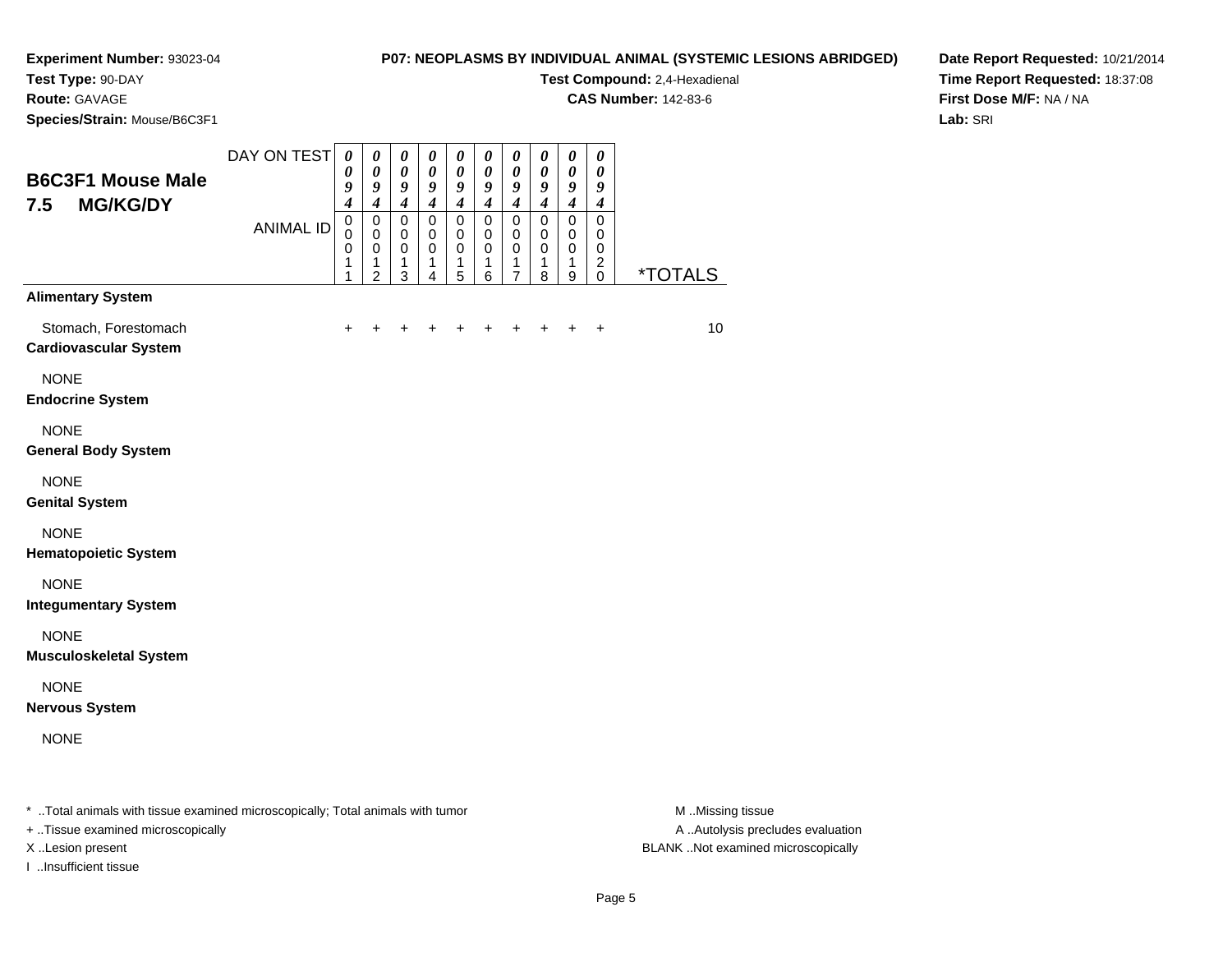**Experiment Number:** 93023-04
**Test Type:** 90-DAY
**Route:** GAVAGE
**Species/Strain:** Mouse/B6C3F1

**P07: NEOPLASMS BY INDIVIDUAL ANIMAL (SYSTEMIC LESIONS ABRIDGED)**
**Test Compound:** 2,4-Hexadienal
**CAS Number:** 142-83-6

**Date Report Requested:** 10/21/2014
**Time Report Requested:** 18:37:08
**First Dose M/F:** NA / NA
**Lab:** SRI

## B6C3F1 Mouse Male 7.5 MG/KG/DY

| DAY ON TEST | 0094 | 0094 | 0094 | 0094 | 0094 | 0094 | 0094 | 0094 | 0094 | 0094 | |
|---|---|---|---|---|---|---|---|---|---|---|---|
| ANIMAL ID | 00011 | 00012 | 00013 | 00014 | 00015 | 00016 | 00017 | 00018 | 00019 | 00020 | *TOTALS |
| **Alimentary System** | | | | | | | | | | | |
| Stomach, Forestomach | + | + | + | + | + | + | + | + | + | + | 10 |
| **Cardiovascular System** | | | | | | | | | | | |
| NONE | | | | | | | | | | | |
| **Endocrine System** | | | | | | | | | | | |
| NONE | | | | | | | | | | | |
| **General Body System** | | | | | | | | | | | |
| NONE | | | | | | | | | | | |
| **Genital System** | | | | | | | | | | | |
| NONE | | | | | | | | | | | |
| **Hematopoietic System** | | | | | | | | | | | |
| NONE | | | | | | | | | | | |
| **Integumentary System** | | | | | | | | | | | |
| NONE | | | | | | | | | | | |
| **Musculoskeletal System** | | | | | | | | | | | |
| NONE | | | | | | | | | | | |
| **Nervous System** | | | | | | | | | | | |
| NONE | | | | | | | | | | | |

* ..Total animals with tissue examined microscopically; Total animals with tumor
+ ..Tissue examined microscopically
X ..Lesion present
I ..Insufficient tissue

M ..Missing tissue
A ..Autolysis precludes evaluation
BLANK ..Not examined microscopically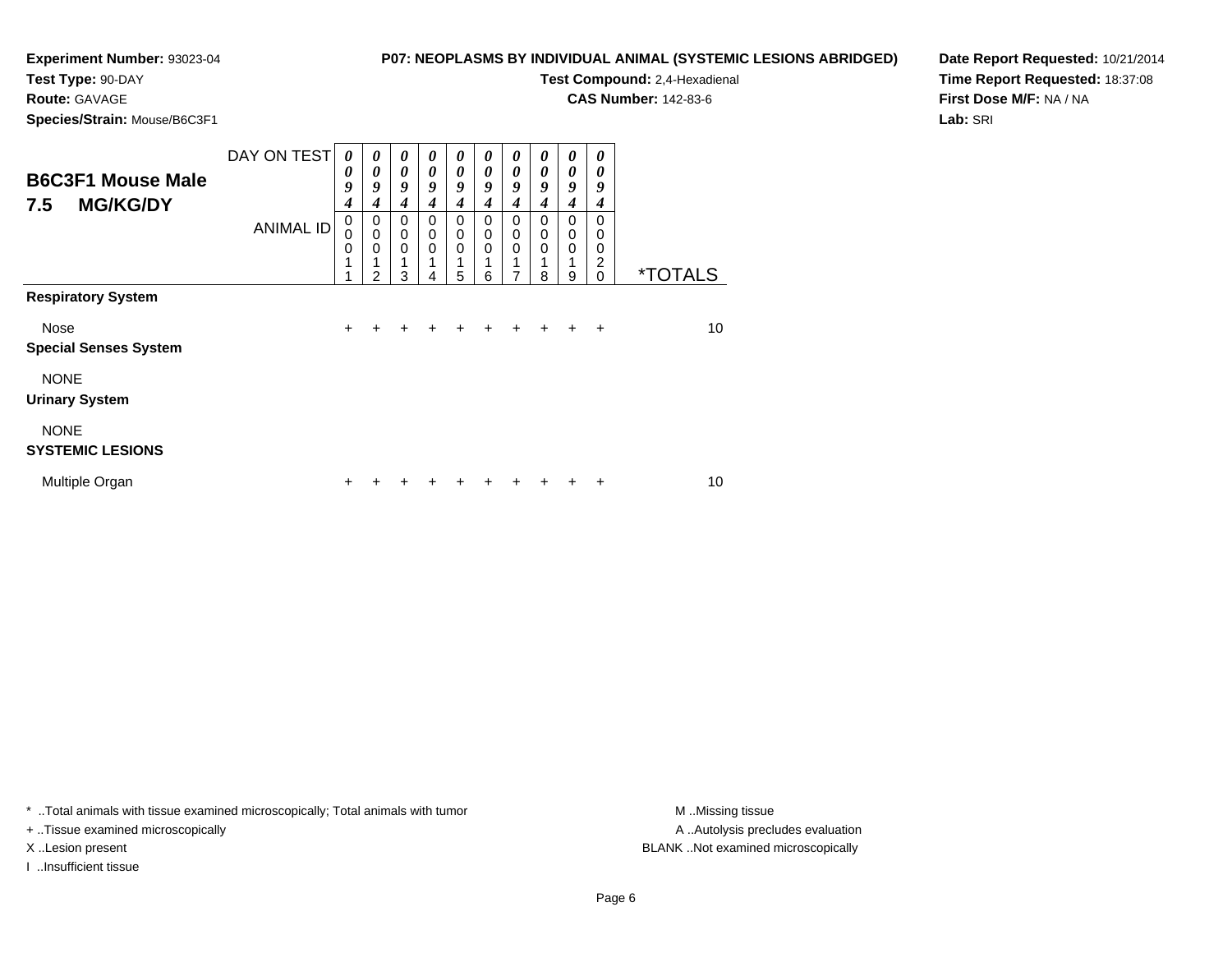**Experiment Number:** 93023-04
**Test Type:** 90-DAY
**Route:** GAVAGE
**Species/Strain:** Mouse/B6C3F1

**P07: NEOPLASMS BY INDIVIDUAL ANIMAL (SYSTEMIC LESIONS ABRIDGED)**
**Test Compound:** 2,4-Hexadienal
**CAS Number:** 142-83-6

**Date Report Requested:** 10/21/2014
**Time Report Requested:** 18:37:08
**First Dose M/F:** NA / NA
**Lab:** SRI

## B6C3F1 Mouse Male 7.5 MG/KG/DY

| DAY ON TEST | 0094 | 0094 | 0094 | 0094 | 0094 | 0094 | 0094 | 0094 | 0094 | 0094 | |
|---|---|---|---|---|---|---|---|---|---|---|---|
| **ANIMAL ID** | 00011 | 00012 | 00013 | 00014 | 00015 | 00016 | 00017 | 00018 | 00019 | 00020 | ***TOTALS** |
| **Respiratory System** | | | | | | | | | | | |
| Nose | + | + | + | + | + | + | + | + | + | + | 10 |
| **Special Senses System** | | | | | | | | | | | |
| NONE | | | | | | | | | | | |
| **Urinary System** | | | | | | | | | | | |
| NONE | | | | | | | | | | | |
| **SYSTEMIC LESIONS** | | | | | | | | | | | |
| Multiple Organ | + | + | + | + | + | + | + | + | + | + | 10 |

* ..Total animals with tissue examined microscopically; Total animals with tumor
+ ..Tissue examined microscopically
X ..Lesion present
I ..Insufficient tissue

M ..Missing tissue
A ..Autolysis precludes evaluation
BLANK ..Not examined microscopically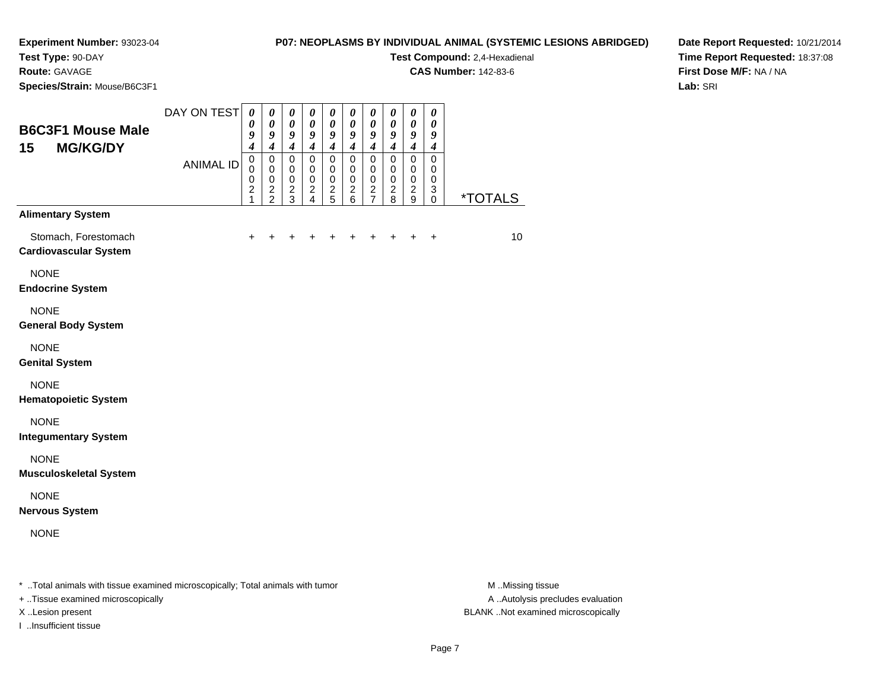**Experiment Number:** 93023-04
**Test Type:** 90-DAY
**Route:** GAVAGE
**Species/Strain:** Mouse/B6C3F1

**P07: NEOPLASMS BY INDIVIDUAL ANIMAL (SYSTEMIC LESIONS ABRIDGED)**
**Test Compound:** 2,4-Hexadienal
**CAS Number:** 142-83-6

**Date Report Requested:** 10/21/2014
**Time Report Requested:** 18:37:08
**First Dose M/F:** NA / NA
**Lab:** SRI

## B6C3F1 Mouse Male 15 MG/KG/DY

| DAY ON TEST | 0094 | 0094 | 0094 | 0094 | 0094 | 0094 | 0094 | 0094 | 0094 | 0094 | |
|---|---|---|---|---|---|---|---|---|---|---|---|
| ANIMAL ID | 00021 | 00022 | 00023 | 00024 | 00025 | 00026 | 00027 | 00028 | 00029 | 00030 | *TOTALS |
| **Alimentary System** | | | | | | | | | | | |
| Stomach, Forestomach | + | + | + | + | + | + | + | + | + | + | 10 |
| **Cardiovascular System** | | | | | | | | | | | |
| NONE | | | | | | | | | | | |
| **Endocrine System** | | | | | | | | | | | |
| NONE | | | | | | | | | | | |
| **General Body System** | | | | | | | | | | | |
| NONE | | | | | | | | | | | |
| **Genital System** | | | | | | | | | | | |
| NONE | | | | | | | | | | | |
| **Hematopoietic System** | | | | | | | | | | | |
| NONE | | | | | | | | | | | |
| **Integumentary System** | | | | | | | | | | | |
| NONE | | | | | | | | | | | |
| **Musculoskeletal System** | | | | | | | | | | | |
| NONE | | | | | | | | | | | |
| **Nervous System** | | | | | | | | | | | |
| NONE | | | | | | | | | | | |

* ..Total animals with tissue examined microscopically; Total animals with tumor
+ ..Tissue examined microscopically
X ..Lesion present
I ..Insufficient tissue

M ..Missing tissue
A ..Autolysis precludes evaluation
BLANK ..Not examined microscopically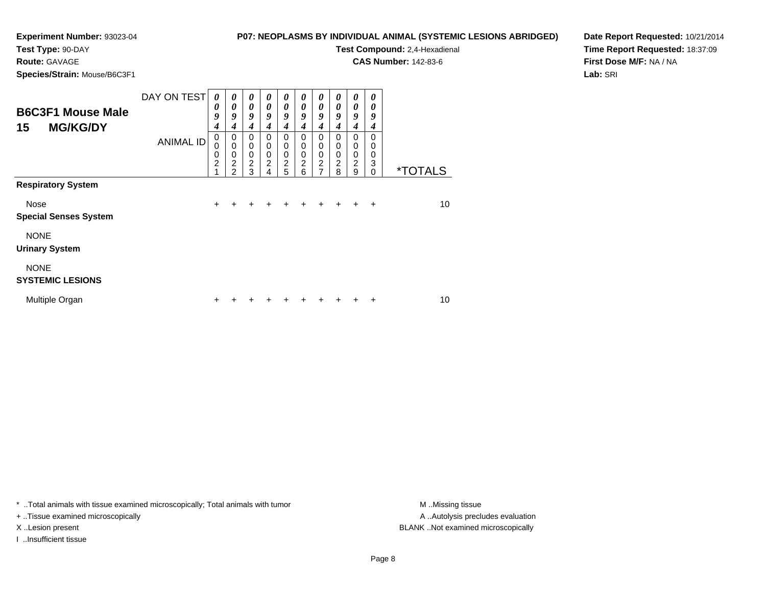**Experiment Number:** 93023-04
**Test Type:** 90-DAY
**Route:** GAVAGE
**Species/Strain:** Mouse/B6C3F1

**P07: NEOPLASMS BY INDIVIDUAL ANIMAL (SYSTEMIC LESIONS ABRIDGED)**
**Test Compound:** 2,4-Hexadienal
**CAS Number:** 142-83-6

**Date Report Requested:** 10/21/2014
**Time Report Requested:** 18:37:09
**First Dose M/F:** NA / NA
**Lab:** SRI

## B6C3F1 Mouse Male 15 MG/KG/DY

| DAY ON TEST | 0094 | 0094 | 0094 | 0094 | 0094 | 0094 | 0094 | 0094 | 0094 | 0094 | |
|---|---|---|---|---|---|---|---|---|---|---|---|
| **ANIMAL ID** | 00021 | 00022 | 00023 | 00024 | 00025 | 00026 | 00027 | 00028 | 00029 | 00030 | ***TOTALS** |
| **Respiratory System** | | | | | | | | | | | |
| Nose | + | + | + | + | + | + | + | + | + | + | 10 |
| **Special Senses System** | | | | | | | | | | | |
| NONE | | | | | | | | | | | |
| **Urinary System** | | | | | | | | | | | |
| NONE | | | | | | | | | | | |
| **SYSTEMIC LESIONS** | | | | | | | | | | | |
| Multiple Organ | + | + | + | + | + | + | + | + | + | + | 10 |

* ..Total animals with tissue examined microscopically; Total animals with tumor
+ ..Tissue examined microscopically
X ..Lesion present
I ..Insufficient tissue

M ..Missing tissue
A ..Autolysis precludes evaluation
BLANK ..Not examined microscopically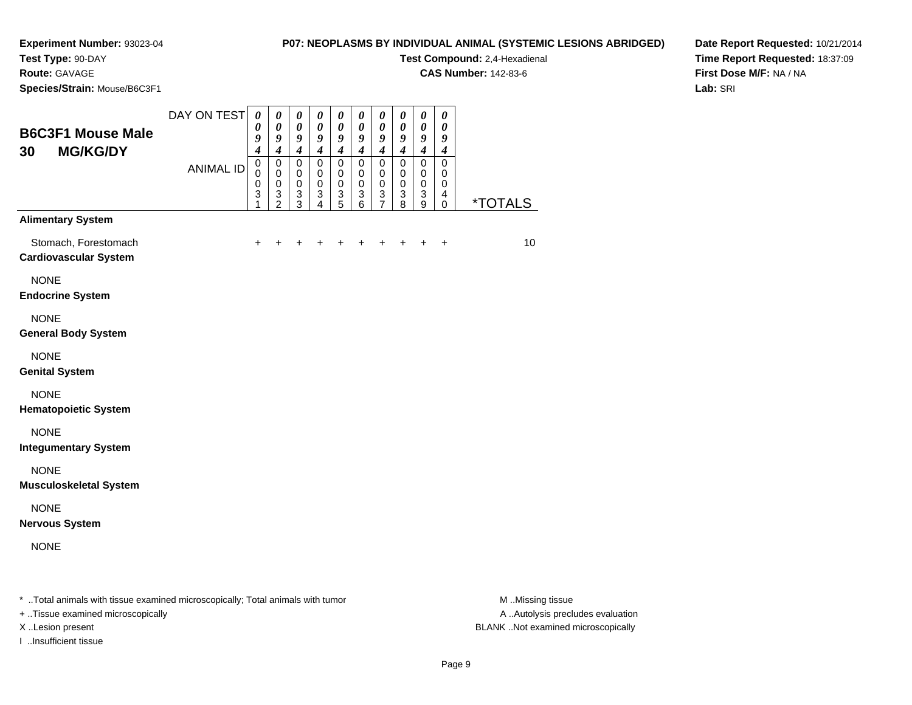**Experiment Number:** 93023-04
**Test Type:** 90-DAY
**Route:** GAVAGE
**Species/Strain:** Mouse/B6C3F1

**P07: NEOPLASMS BY INDIVIDUAL ANIMAL (SYSTEMIC LESIONS ABRIDGED)**
**Test Compound:** 2,4-Hexadienal
**CAS Number:** 142-83-6

**Date Report Requested:** 10/21/2014
**Time Report Requested:** 18:37:09
**First Dose M/F:** NA / NA
**Lab:** SRI

## B6C3F1 Mouse Male 30 MG/KG/DY

| DAY ON TEST | 0094 | 0094 | 0094 | 0094 | 0094 | 0094 | 0094 | 0094 | 0094 | 0094 | |
|---|---|---|---|---|---|---|---|---|---|---|---|
| **ANIMAL ID** | 00031 | 00032 | 00033 | 00034 | 00035 | 00036 | 00037 | 00038 | 00039 | 00040 | ***TOTALS** |
| **Alimentary System** | | | | | | | | | | | |
| Stomach, Forestomach | + | + | + | + | + | + | + | + | + | + | 10 |
| **Cardiovascular System** | | | | | | | | | | | |
| NONE | | | | | | | | | | | |
| **Endocrine System** | | | | | | | | | | | |
| NONE | | | | | | | | | | | |
| **General Body System** | | | | | | | | | | | |
| NONE | | | | | | | | | | | |
| **Genital System** | | | | | | | | | | | |
| NONE | | | | | | | | | | | |
| **Hematopoietic System** | | | | | | | | | | | |
| NONE | | | | | | | | | | | |
| **Integumentary System** | | | | | | | | | | | |
| NONE | | | | | | | | | | | |
| **Musculoskeletal System** | | | | | | | | | | | |
| NONE | | | | | | | | | | | |
| **Nervous System** | | | | | | | | | | | |
| NONE | | | | | | | | | | | |

* ..Total animals with tissue examined microscopically; Total animals with tumor
+ ..Tissue examined microscopically
X ..Lesion present
I ..Insufficient tissue

M ..Missing tissue
A ..Autolysis precludes evaluation
BLANK ..Not examined microscopically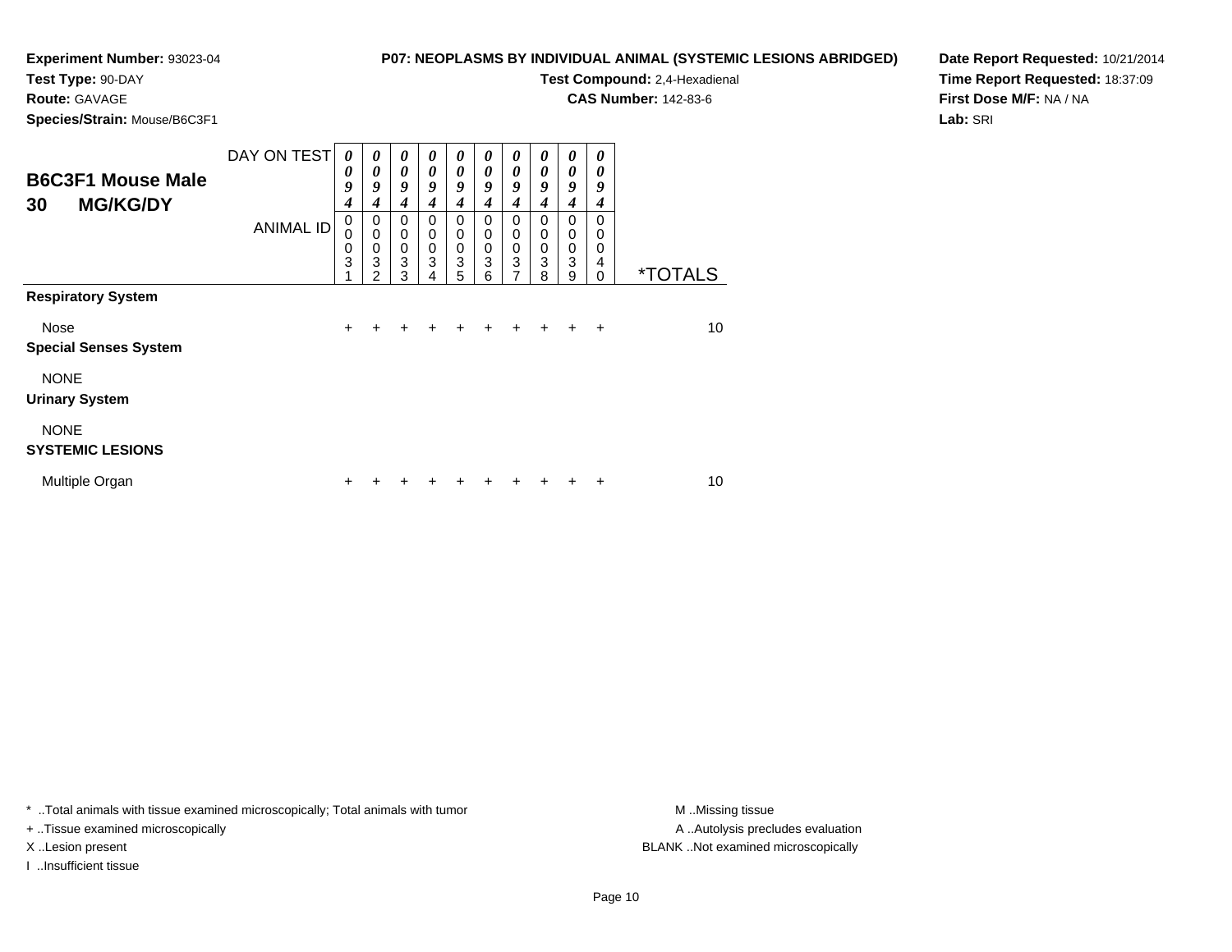**Experiment Number:** 93023-04
**Test Type:** 90-DAY
**Route:** GAVAGE
**Species/Strain:** Mouse/B6C3F1

**P07: NEOPLASMS BY INDIVIDUAL ANIMAL (SYSTEMIC LESIONS ABRIDGED)**
**Test Compound:** 2,4-Hexadienal
**CAS Number:** 142-83-6

**Date Report Requested:** 10/21/2014
**Time Report Requested:** 18:37:09
**First Dose M/F:** NA / NA
**Lab:** SRI

## B6C3F1 Mouse Male 30 MG/KG/DY

| DAY ON TEST | 0094 | 0094 | 0094 | 0094 | 0094 | 0094 | 0094 | 0094 | 0094 | 0094 | |
|---|---|---|---|---|---|---|---|---|---|---|---|
| **ANIMAL ID** | 00031 | 00032 | 00033 | 00034 | 00035 | 00036 | 00037 | 00038 | 00039 | 00040 | ***TOTALS** |
| **Respiratory System** | | | | | | | | | | | |
| Nose | + | + | + | + | + | + | + | + | + | + | 10 |
| **Special Senses System** | | | | | | | | | | | |
| NONE | | | | | | | | | | | |
| **Urinary System** | | | | | | | | | | | |
| NONE | | | | | | | | | | | |
| **SYSTEMIC LESIONS** | | | | | | | | | | | |
| Multiple Organ | + | + | + | + | + | + | + | + | + | + | 10 |

* ..Total animals with tissue examined microscopically; Total animals with tumor
+ ..Tissue examined microscopically
X ..Lesion present
I ..Insufficient tissue

M ..Missing tissue
A ..Autolysis precludes evaluation
BLANK ..Not examined microscopically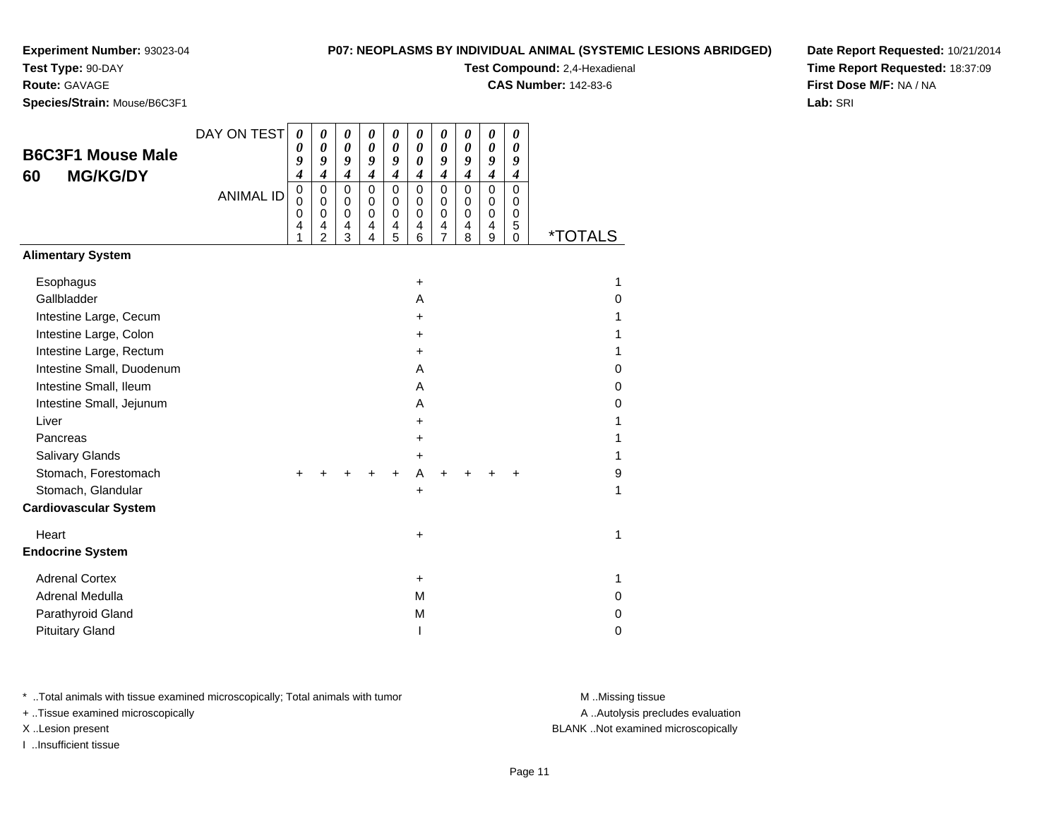**Experiment Number:** 93023-04
**Test Type:** 90-DAY
**Route:** GAVAGE
**Species/Strain:** Mouse/B6C3F1

**P07: NEOPLASMS BY INDIVIDUAL ANIMAL (SYSTEMIC LESIONS ABRIDGED)**
**Test Compound:** 2,4-Hexadienal
**CAS Number:** 142-83-6

**Date Report Requested:** 10/21/2014
**Time Report Requested:** 18:37:09
**First Dose M/F:** NA / NA
**Lab:** SRI

## B6C3F1 Mouse Male 60 MG/KG/DY

| | | | | | | | | | | | |
|---|---|---|---|---|---|---|---|---|---|---|---|
| DAY ON TEST | 0094 | 0094 | 0094 | 0094 | 0094 | 0004 | 0094 | 0094 | 0094 | 0094 | |
| ANIMAL ID | 00041 | 00042 | 00043 | 00044 | 00045 | 00046 | 00047 | 00048 | 00049 | 00050 | *TOTALS |
| **Alimentary System** | | | | | | | | | | | |
| Esophagus | | | | | | + | | | | | 1 |
| Gallbladder | | | | | | A | | | | | 0 |
| Intestine Large, Cecum | | | | | | + | | | | | 1 |
| Intestine Large, Colon | | | | | | + | | | | | 1 |
| Intestine Large, Rectum | | | | | | + | | | | | 1 |
| Intestine Small, Duodenum | | | | | | A | | | | | 0 |
| Intestine Small, Ileum | | | | | | A | | | | | 0 |
| Intestine Small, Jejunum | | | | | | A | | | | | 0 |
| Liver | | | | | | + | | | | | 1 |
| Pancreas | | | | | | + | | | | | 1 |
| Salivary Glands | | | | | | + | | | | | 1 |
| Stomach, Forestomach | + | + | + | + | + | A | + | + | + | + | 9 |
| Stomach, Glandular | | | | | | + | | | | | 1 |
| **Cardiovascular System** | | | | | | | | | | | |
| Heart | | | | | | + | | | | | 1 |
| **Endocrine System** | | | | | | | | | | | |
| Adrenal Cortex | | | | | | + | | | | | 1 |
| Adrenal Medulla | | | | | | M | | | | | 0 |
| Parathyroid Gland | | | | | | M | | | | | 0 |
| Pituitary Gland | | | | | | I | | | | | 0 |

* ..Total animals with tissue examined microscopically; Total animals with tumor
+ ..Tissue examined microscopically
X ..Lesion present
I ..Insufficient tissue

M ..Missing tissue
A ..Autolysis precludes evaluation
BLANK ..Not examined microscopically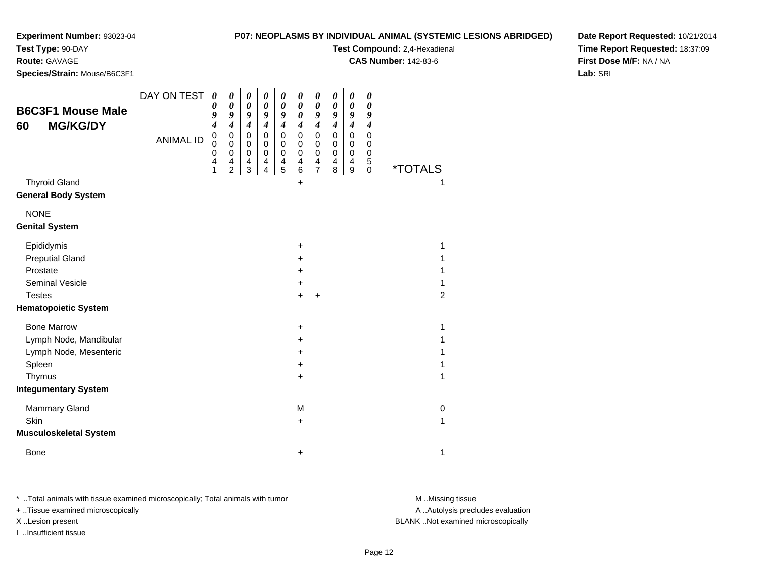**Experiment Number:** 93023-04
**Test Type:** 90-DAY
**Route:** GAVAGE
**Species/Strain:** Mouse/B6C3F1

**P07: NEOPLASMS BY INDIVIDUAL ANIMAL (SYSTEMIC LESIONS ABRIDGED)**
**Test Compound:** 2,4-Hexadienal
**CAS Number:** 142-83-6

**Date Report Requested:** 10/21/2014
**Time Report Requested:** 18:37:09
**First Dose M/F:** NA / NA
**Lab:** SRI

## B6C3F1 Mouse Male 60 MG/KG/DY

| DAY ON TEST | 0094 | 0094 | 0094 | 0094 | 0094 | 0004 | 0094 | 0094 | 0094 | 0094 | |
|---|---|---|---|---|---|---|---|---|---|---|---|
| ANIMAL ID | 00041 | 00042 | 00043 | 00044 | 00045 | 00046 | 00047 | 00048 | 00049 | 00050 | *TOTALS |
| Thyroid Gland | | | | | | + | | | | | 1 |
| **General Body System** | | | | | | | | | | | |
| NONE | | | | | | | | | | | |
| **Genital System** | | | | | | | | | | | |
| Epididymis | | | | | | + | | | | | 1 |
| Preputial Gland | | | | | | + | | | | | 1 |
| Prostate | | | | | | + | | | | | 1 |
| Seminal Vesicle | | | | | | + | | | | | 1 |
| Testes | | | | | | + | + | | | | 2 |
| **Hematopoietic System** | | | | | | | | | | | |
| Bone Marrow | | | | | | + | | | | | 1 |
| Lymph Node, Mandibular | | | | | | + | | | | | 1 |
| Lymph Node, Mesenteric | | | | | | + | | | | | 1 |
| Spleen | | | | | | + | | | | | 1 |
| Thymus | | | | | | + | | | | | 1 |
| **Integumentary System** | | | | | | | | | | | |
| Mammary Gland | | | | | | M | | | | | 0 |
| Skin | | | | | | + | | | | | 1 |
| **Musculoskeletal System** | | | | | | | | | | | |
| Bone | | | | | | + | | | | | 1 |

* ..Total animals with tissue examined microscopically; Total animals with tumor
+ ..Tissue examined microscopically
X ..Lesion present
I ..Insufficient tissue

M ..Missing tissue
A ..Autolysis precludes evaluation
BLANK ..Not examined microscopically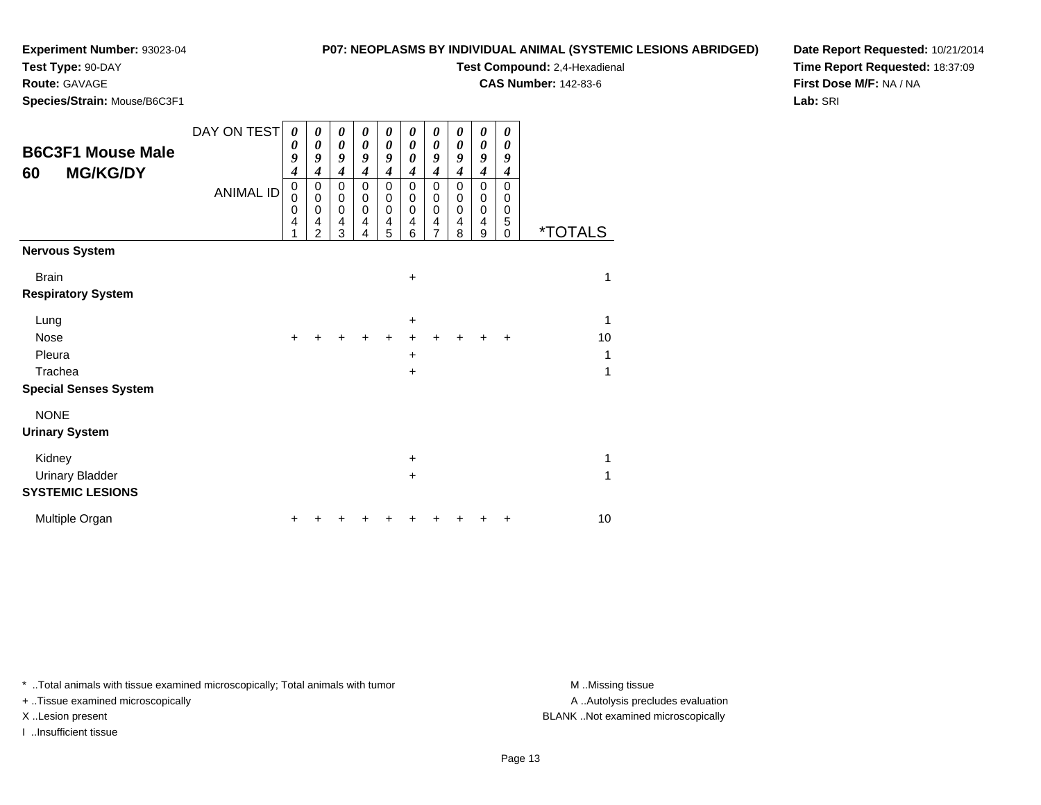**Experiment Number:** 93023-04
**Test Type:** 90-DAY
**Route:** GAVAGE
**Species/Strain:** Mouse/B6C3F1

**P07: NEOPLASMS BY INDIVIDUAL ANIMAL (SYSTEMIC LESIONS ABRIDGED)**
**Test Compound:** 2,4-Hexadienal
**CAS Number:** 142-83-6

**Date Report Requested:** 10/21/2014
**Time Report Requested:** 18:37:09
**First Dose M/F:** NA / NA
**Lab:** SRI

## B6C3F1 Mouse Male 60 MG/KG/DY

| DAY ON TEST | 0094 | 0094 | 0094 | 0094 | 0094 | 0004 | 0094 | 0094 | 0094 | 0094 | |
|---|---|---|---|---|---|---|---|---|---|---|---|
| **ANIMAL ID** | 00041 | 00042 | 00043 | 00044 | 00045 | 00046 | 00047 | 00048 | 00049 | 00050 | ***TOTALS** |
| **Nervous System** | | | | | | | | | | | |
| Brain | | | | | | + | | | | | 1 |
| **Respiratory System** | | | | | | | | | | | |
| Lung | | | | | | + | | | | | 1 |
| Nose | + | + | + | + | + | + | + | + | + | + | 10 |
| Pleura | | | | | | + | | | | | 1 |
| Trachea | | | | | | + | | | | | 1 |
| **Special Senses System** | | | | | | | | | | | |
| NONE | | | | | | | | | | | |
| **Urinary System** | | | | | | | | | | | |
| Kidney | | | | | | + | | | | | 1 |
| Urinary Bladder | | | | | | + | | | | | 1 |
| **SYSTEMIC LESIONS** | | | | | | | | | | | |
| Multiple Organ | + | + | + | + | + | + | + | + | + | + | 10 |

* ..Total animals with tissue examined microscopically; Total animals with tumor
+ ..Tissue examined microscopically
X ..Lesion present
I ..Insufficient tissue

M ..Missing tissue
A ..Autolysis precludes evaluation
BLANK ..Not examined microscopically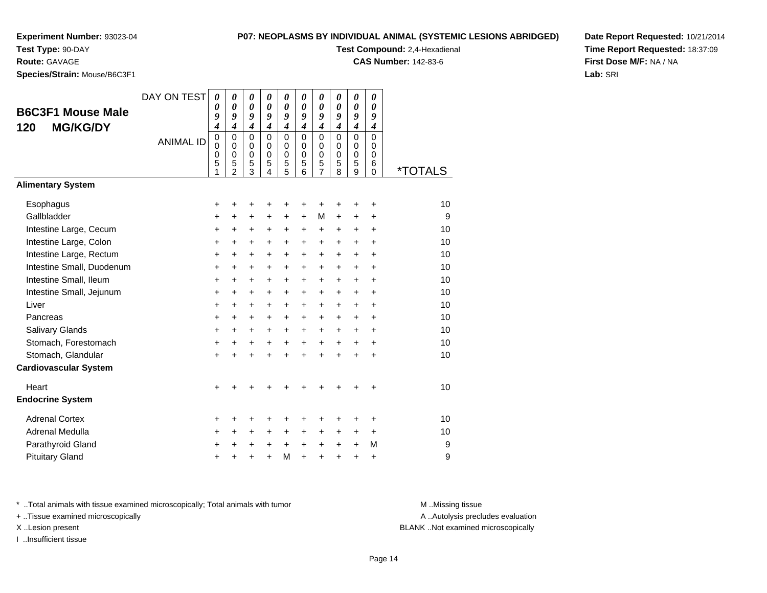**Experiment Number:** 93023-04
**Test Type:** 90-DAY
**Route:** GAVAGE
**Species/Strain:** Mouse/B6C3F1

**P07: NEOPLASMS BY INDIVIDUAL ANIMAL (SYSTEMIC LESIONS ABRIDGED)**
**Test Compound:** 2,4-Hexadienal
**CAS Number:** 142-83-6

**Date Report Requested:** 10/21/2014
**Time Report Requested:** 18:37:09
**First Dose M/F:** NA / NA
**Lab:** SRI

## B6C3F1 Mouse Male 120 MG/KG/DY

| DAY ON TEST | 0094 | 0094 | 0094 | 0094 | 0094 | 0094 | 0094 | 0094 | 0094 | 0094 | |
|---|---|---|---|---|---|---|---|---|---|---|---|
| **ANIMAL ID** | 00051 | 00052 | 00053 | 00054 | 00055 | 00056 | 00057 | 00058 | 00059 | 00060 | ***TOTALS** |
| **Alimentary System** | | | | | | | | | | | |
| Esophagus | + | + | + | + | + | + | + | + | + | + | 10 |
| Gallbladder | + | + | + | + | + | + | M | + | + | + | 9 |
| Intestine Large, Cecum | + | + | + | + | + | + | + | + | + | + | 10 |
| Intestine Large, Colon | + | + | + | + | + | + | + | + | + | + | 10 |
| Intestine Large, Rectum | + | + | + | + | + | + | + | + | + | + | 10 |
| Intestine Small, Duodenum | + | + | + | + | + | + | + | + | + | + | 10 |
| Intestine Small, Ileum | + | + | + | + | + | + | + | + | + | + | 10 |
| Intestine Small, Jejunum | + | + | + | + | + | + | + | + | + | + | 10 |
| Liver | + | + | + | + | + | + | + | + | + | + | 10 |
| Pancreas | + | + | + | + | + | + | + | + | + | + | 10 |
| Salivary Glands | + | + | + | + | + | + | + | + | + | + | 10 |
| Stomach, Forestomach | + | + | + | + | + | + | + | + | + | + | 10 |
| Stomach, Glandular | + | + | + | + | + | + | + | + | + | + | 10 |
| **Cardiovascular System** | | | | | | | | | | | |
| Heart | + | + | + | + | + | + | + | + | + | + | 10 |
| **Endocrine System** | | | | | | | | | | | |
| Adrenal Cortex | + | + | + | + | + | + | + | + | + | + | 10 |
| Adrenal Medulla | + | + | + | + | + | + | + | + | + | + | 10 |
| Parathyroid Gland | + | + | + | + | + | + | + | + | + | M | 9 |
| Pituitary Gland | + | + | + | + | M | + | + | + | + | + | 9 |

* ..Total animals with tissue examined microscopically; Total animals with tumor
+ ..Tissue examined microscopically
X ..Lesion present
I ..Insufficient tissue

M ..Missing tissue
A ..Autolysis precludes evaluation
BLANK ..Not examined microscopically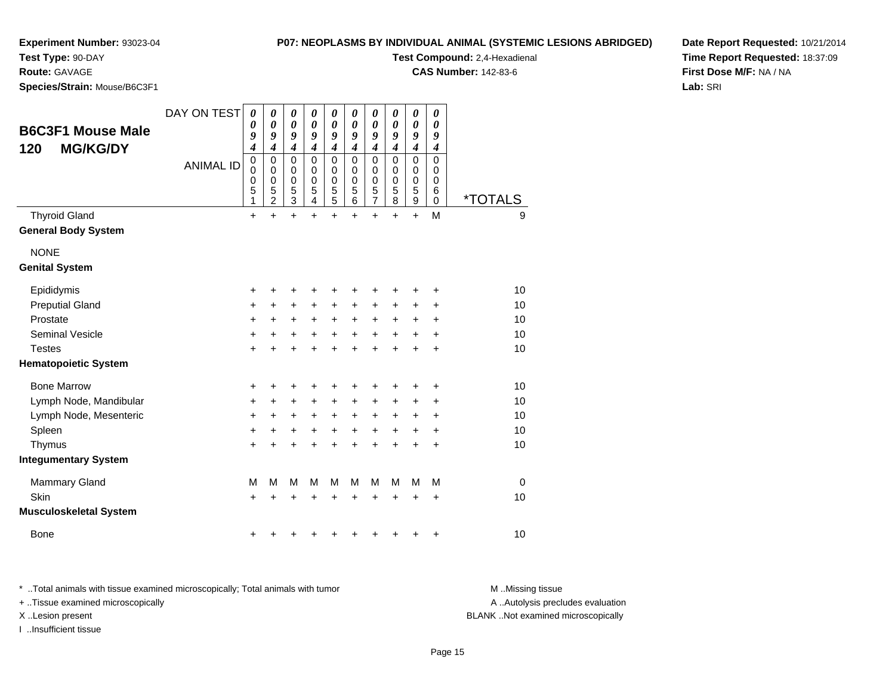**Experiment Number:** 93023-04
**Test Type:** 90-DAY
**Route:** GAVAGE
**Species/Strain:** Mouse/B6C3F1

**P07: NEOPLASMS BY INDIVIDUAL ANIMAL (SYSTEMIC LESIONS ABRIDGED)**
**Test Compound:** 2,4-Hexadienal
**CAS Number:** 142-83-6

**Date Report Requested:** 10/21/2014
**Time Report Requested:** 18:37:09
**First Dose M/F:** NA / NA
**Lab:** SRI

## B6C3F1 Mouse Male 120 MG/KG/DY

| DAY ON TEST | 0094 | 0094 | 0094 | 0094 | 0094 | 0094 | 0094 | 0094 | 0094 | 0094 | |
|---|---|---|---|---|---|---|---|---|---|---|---|
| **ANIMAL ID** | 00051 | 00052 | 00053 | 00054 | 00055 | 00056 | 00057 | 00058 | 00059 | 00060 | ***TOTALS** |
| Thyroid Gland | + | + | + | + | + | + | + | + | + | M | 9 |
| **General Body System** | | | | | | | | | | | |
| NONE | | | | | | | | | | | |
| **Genital System** | | | | | | | | | | | |
| Epididymis | + | + | + | + | + | + | + | + | + | + | 10 |
| Preputial Gland | + | + | + | + | + | + | + | + | + | + | 10 |
| Prostate | + | + | + | + | + | + | + | + | + | + | 10 |
| Seminal Vesicle | + | + | + | + | + | + | + | + | + | + | 10 |
| Testes | + | + | + | + | + | + | + | + | + | + | 10 |
| **Hematopoietic System** | | | | | | | | | | | |
| Bone Marrow | + | + | + | + | + | + | + | + | + | + | 10 |
| Lymph Node, Mandibular | + | + | + | + | + | + | + | + | + | + | 10 |
| Lymph Node, Mesenteric | + | + | + | + | + | + | + | + | + | + | 10 |
| Spleen | + | + | + | + | + | + | + | + | + | + | 10 |
| Thymus | + | + | + | + | + | + | + | + | + | + | 10 |
| **Integumentary System** | | | | | | | | | | | |
| Mammary Gland | M | M | M | M | M | M | M | M | M | M | 0 |
| Skin | + | + | + | + | + | + | + | + | + | + | 10 |
| **Musculoskeletal System** | | | | | | | | | | | |
| Bone | + | + | + | + | + | + | + | + | + | + | 10 |

* ..Total animals with tissue examined microscopically; Total animals with tumor
+ ..Tissue examined microscopically
X ..Lesion present
I ..Insufficient tissue

M ..Missing tissue
A ..Autolysis precludes evaluation
BLANK ..Not examined microscopically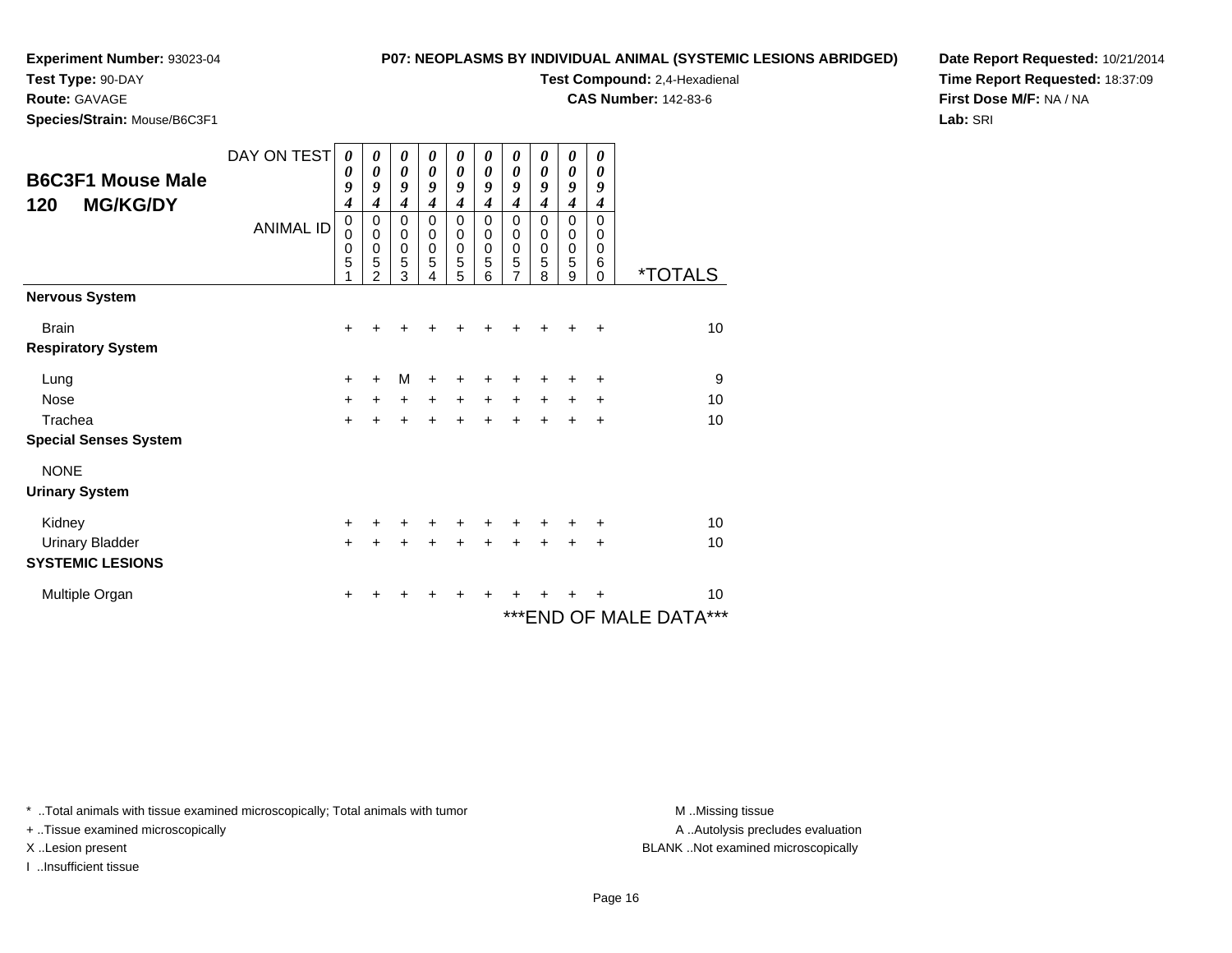**Experiment Number:** 93023-04
**Test Type:** 90-DAY
**Route:** GAVAGE
**Species/Strain:** Mouse/B6C3F1

**P07: NEOPLASMS BY INDIVIDUAL ANIMAL (SYSTEMIC LESIONS ABRIDGED)**
**Test Compound:** 2,4-Hexadienal
**CAS Number:** 142-83-6

**Date Report Requested:** 10/21/2014
**Time Report Requested:** 18:37:09
**First Dose M/F:** NA / NA
**Lab:** SRI

## B6C3F1 Mouse Male 120 MG/KG/DY

| DAY ON TEST | 0094 | 0094 | 0094 | 0094 | 0094 | 0094 | 0094 | 0094 | 0094 | 0094 | |
|---|---|---|---|---|---|---|---|---|---|---|---|
| **ANIMAL ID** | 00051 | 00052 | 00053 | 00054 | 00055 | 00056 | 00057 | 00058 | 00059 | 00060 | *TOTALS |
| **Nervous System** | | | | | | | | | | | |
| Brain | + | + | + | + | + | + | + | + | + | + | 10 |
| **Respiratory System** | | | | | | | | | | | |
| Lung | + | + | M | + | + | + | + | + | + | + | 9 |
| Nose | + | + | + | + | + | + | + | + | + | + | 10 |
| Trachea | + | + | + | + | + | + | + | + | + | + | 10 |
| **Special Senses System** | | | | | | | | | | | |
| NONE | | | | | | | | | | | |
| **Urinary System** | | | | | | | | | | | |
| Kidney | + | + | + | + | + | + | + | + | + | + | 10 |
| Urinary Bladder | + | + | + | + | + | + | + | + | + | + | 10 |
| **SYSTEMIC LESIONS** | | | | | | | | | | | |
| Multiple Organ | + | + | + | + | + | + | + | + | + | + | 10 |

***END OF MALE DATA***

* ..Total animals with tissue examined microscopically; Total animals with tumor
+ ..Tissue examined microscopically
X ..Lesion present
I ..Insufficient tissue

M ..Missing tissue
A ..Autolysis precludes evaluation
BLANK ..Not examined microscopically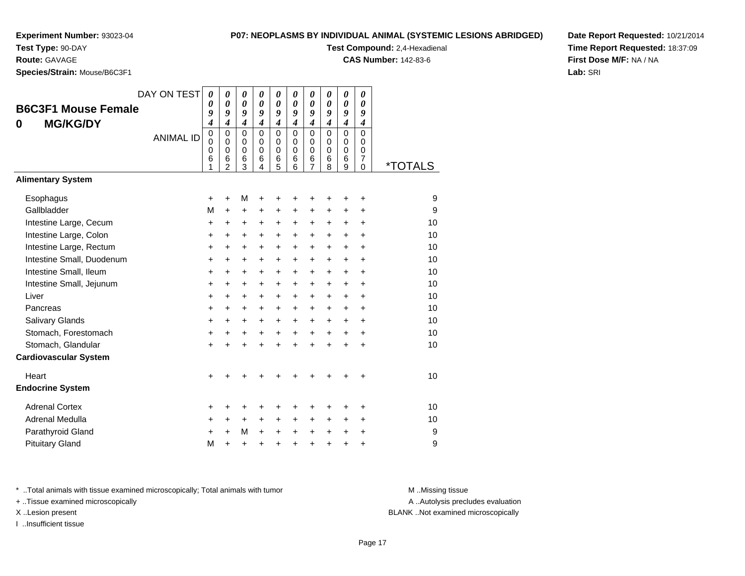**Experiment Number:** 93023-04
**Test Type:** 90-DAY
**Route:** GAVAGE
**Species/Strain:** Mouse/B6C3F1

**P07: NEOPLASMS BY INDIVIDUAL ANIMAL (SYSTEMIC LESIONS ABRIDGED)**
**Test Compound:** 2,4-Hexadienal
**CAS Number:** 142-83-6

**Date Report Requested:** 10/21/2014
**Time Report Requested:** 18:37:09
**First Dose M/F:** NA / NA
**Lab:** SRI

## B6C3F1 Mouse Female
## 0 MG/KG/DY

| DAY ON TEST | 0094 | 0094 | 0094 | 0094 | 0094 | 0094 | 0094 | 0094 | 0094 | 0094 | |
|---|---|---|---|---|---|---|---|---|---|---|---|
| ANIMAL ID | 00061 | 00062 | 00063 | 00064 | 00065 | 00066 | 00067 | 00068 | 00069 | 00070 | *TOTALS |
| **Alimentary System** | | | | | | | | | | | |
| Esophagus | + | + | M | + | + | + | + | + | + | + | 9 |
| Gallbladder | M | + | + | + | + | + | + | + | + | + | 9 |
| Intestine Large, Cecum | + | + | + | + | + | + | + | + | + | + | 10 |
| Intestine Large, Colon | + | + | + | + | + | + | + | + | + | + | 10 |
| Intestine Large, Rectum | + | + | + | + | + | + | + | + | + | + | 10 |
| Intestine Small, Duodenum | + | + | + | + | + | + | + | + | + | + | 10 |
| Intestine Small, Ileum | + | + | + | + | + | + | + | + | + | + | 10 |
| Intestine Small, Jejunum | + | + | + | + | + | + | + | + | + | + | 10 |
| Liver | + | + | + | + | + | + | + | + | + | + | 10 |
| Pancreas | + | + | + | + | + | + | + | + | + | + | 10 |
| Salivary Glands | + | + | + | + | + | + | + | + | + | + | 10 |
| Stomach, Forestomach | + | + | + | + | + | + | + | + | + | + | 10 |
| Stomach, Glandular | + | + | + | + | + | + | + | + | + | + | 10 |
| **Cardiovascular System** | | | | | | | | | | | |
| Heart | + | + | + | + | + | + | + | + | + | + | 10 |
| **Endocrine System** | | | | | | | | | | | |
| Adrenal Cortex | + | + | + | + | + | + | + | + | + | + | 10 |
| Adrenal Medulla | + | + | + | + | + | + | + | + | + | + | 10 |
| Parathyroid Gland | + | + | M | + | + | + | + | + | + | + | 9 |
| Pituitary Gland | M | + | + | + | + | + | + | + | + | + | 9 |

* ..Total animals with tissue examined microscopically; Total animals with tumor
+ ..Tissue examined microscopically
X ..Lesion present
I ..Insufficient tissue

M ..Missing tissue
A ..Autolysis precludes evaluation
BLANK ..Not examined microscopically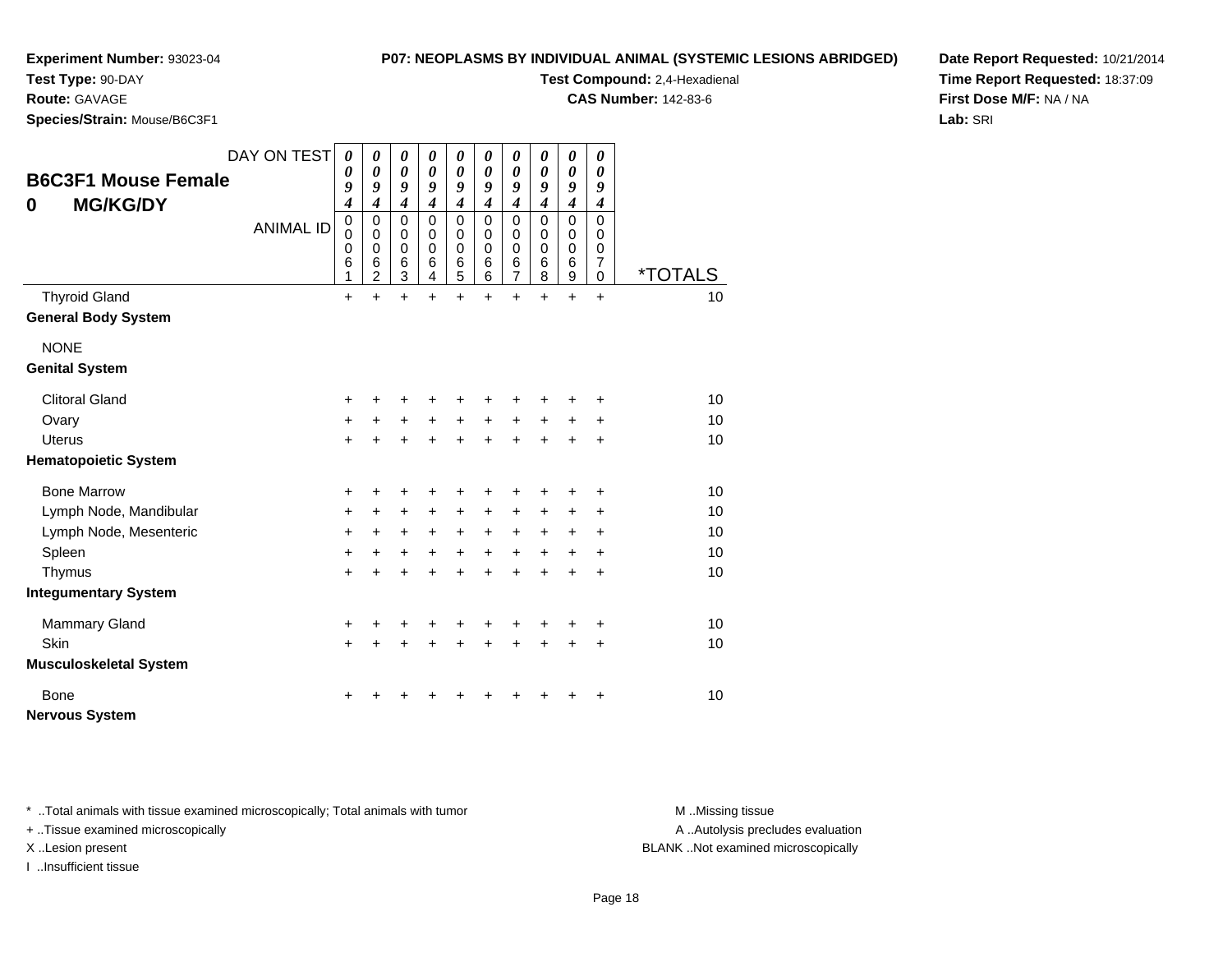**Experiment Number:** 93023-04
**Test Type:** 90-DAY
**Route:** GAVAGE
**Species/Strain:** Mouse/B6C3F1

**P07: NEOPLASMS BY INDIVIDUAL ANIMAL (SYSTEMIC LESIONS ABRIDGED)**
**Test Compound:** 2,4-Hexadienal
**CAS Number:** 142-83-6

**Date Report Requested:** 10/21/2014
**Time Report Requested:** 18:37:09
**First Dose M/F:** NA / NA
**Lab:** SRI

## B6C3F1 Mouse Female
## 0 MG/KG/DY

| DAY ON TEST | 0094 | 0094 | 0094 | 0094 | 0094 | 0094 | 0094 | 0094 | 0094 | 0094 | |
|---|---|---|---|---|---|---|---|---|---|---|---|
| ANIMAL ID | 00061 | 00062 | 00063 | 00064 | 00065 | 00066 | 00067 | 00068 | 00069 | 00070 | *TOTALS |
| Thyroid Gland | + | + | + | + | + | + | + | + | + | + | 10 |
| **General Body System** | | | | | | | | | | | |
| NONE | | | | | | | | | | | |
| **Genital System** | | | | | | | | | | | |
| Clitoral Gland | + | + | + | + | + | + | + | + | + | + | 10 |
| Ovary | + | + | + | + | + | + | + | + | + | + | 10 |
| Uterus | + | + | + | + | + | + | + | + | + | + | 10 |
| **Hematopoietic System** | | | | | | | | | | | |
| Bone Marrow | + | + | + | + | + | + | + | + | + | + | 10 |
| Lymph Node, Mandibular | + | + | + | + | + | + | + | + | + | + | 10 |
| Lymph Node, Mesenteric | + | + | + | + | + | + | + | + | + | + | 10 |
| Spleen | + | + | + | + | + | + | + | + | + | + | 10 |
| Thymus | + | + | + | + | + | + | + | + | + | + | 10 |
| **Integumentary System** | | | | | | | | | | | |
| Mammary Gland | + | + | + | + | + | + | + | + | + | + | 10 |
| Skin | + | + | + | + | + | + | + | + | + | + | 10 |
| **Musculoskeletal System** | | | | | | | | | | | |
| Bone | + | + | + | + | + | + | + | + | + | + | 10 |
| **Nervous System** | | | | | | | | | | | |

* ..Total animals with tissue examined microscopically; Total animals with tumor
+ ..Tissue examined microscopically
X ..Lesion present
I ..Insufficient tissue

M ..Missing tissue
A ..Autolysis precludes evaluation
BLANK ..Not examined microscopically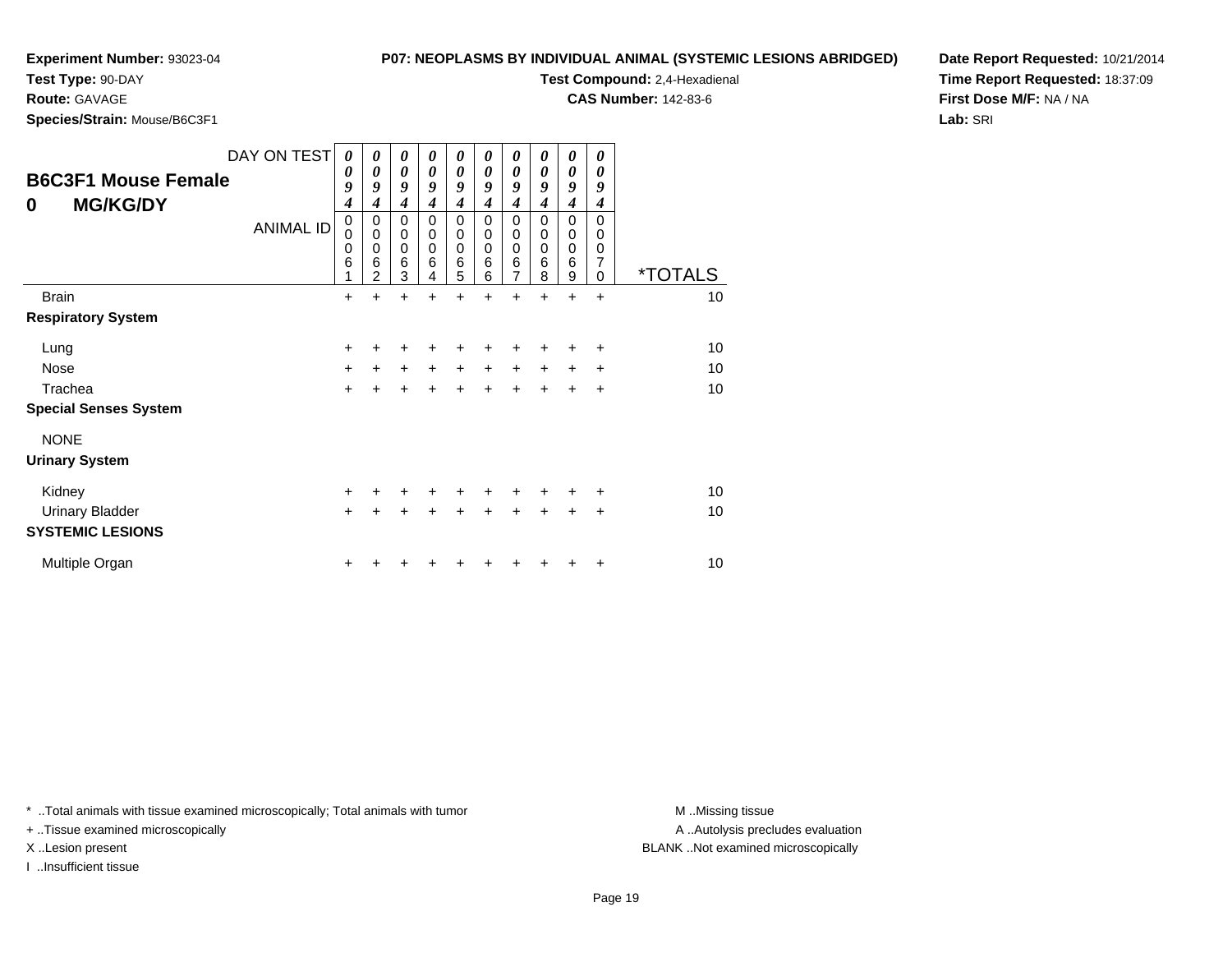**Experiment Number:** 93023-04
**Test Type:** 90-DAY
**Route:** GAVAGE
**Species/Strain:** Mouse/B6C3F1

**P07: NEOPLASMS BY INDIVIDUAL ANIMAL (SYSTEMIC LESIONS ABRIDGED)**
**Test Compound:** 2,4-Hexadienal
**CAS Number:** 142-83-6

**Date Report Requested:** 10/21/2014
**Time Report Requested:** 18:37:09
**First Dose M/F:** NA / NA
**Lab:** SRI

## B6C3F1 Mouse Female
## 0 MG/KG/DY

| DAY ON TEST | 0094 | 0094 | 0094 | 0094 | 0094 | 0094 | 0094 | 0094 | 0094 | 0094 | |
|---|---|---|---|---|---|---|---|---|---|---|---|
| ANIMAL ID | 00061 | 00062 | 00063 | 00064 | 00065 | 00066 | 00067 | 00068 | 00069 | 00070 | *TOTALS |
| Brain | + | + | + | + | + | + | + | + | + | + | 10 |
| **Respiratory System** | | | | | | | | | | | |
| Lung | + | + | + | + | + | + | + | + | + | + | 10 |
| Nose | + | + | + | + | + | + | + | + | + | + | 10 |
| Trachea | + | + | + | + | + | + | + | + | + | + | 10 |
| **Special Senses System** | | | | | | | | | | | |
| NONE | | | | | | | | | | | |
| **Urinary System** | | | | | | | | | | | |
| Kidney | + | + | + | + | + | + | + | + | + | + | 10 |
| Urinary Bladder | + | + | + | + | + | + | + | + | + | + | 10 |
| **SYSTEMIC LESIONS** | | | | | | | | | | | |
| Multiple Organ | + | + | + | + | + | + | + | + | + | + | 10 |

* ..Total animals with tissue examined microscopically; Total animals with tumor
+ ..Tissue examined microscopically
X ..Lesion present
I ..Insufficient tissue

M ..Missing tissue
A ..Autolysis precludes evaluation
BLANK ..Not examined microscopically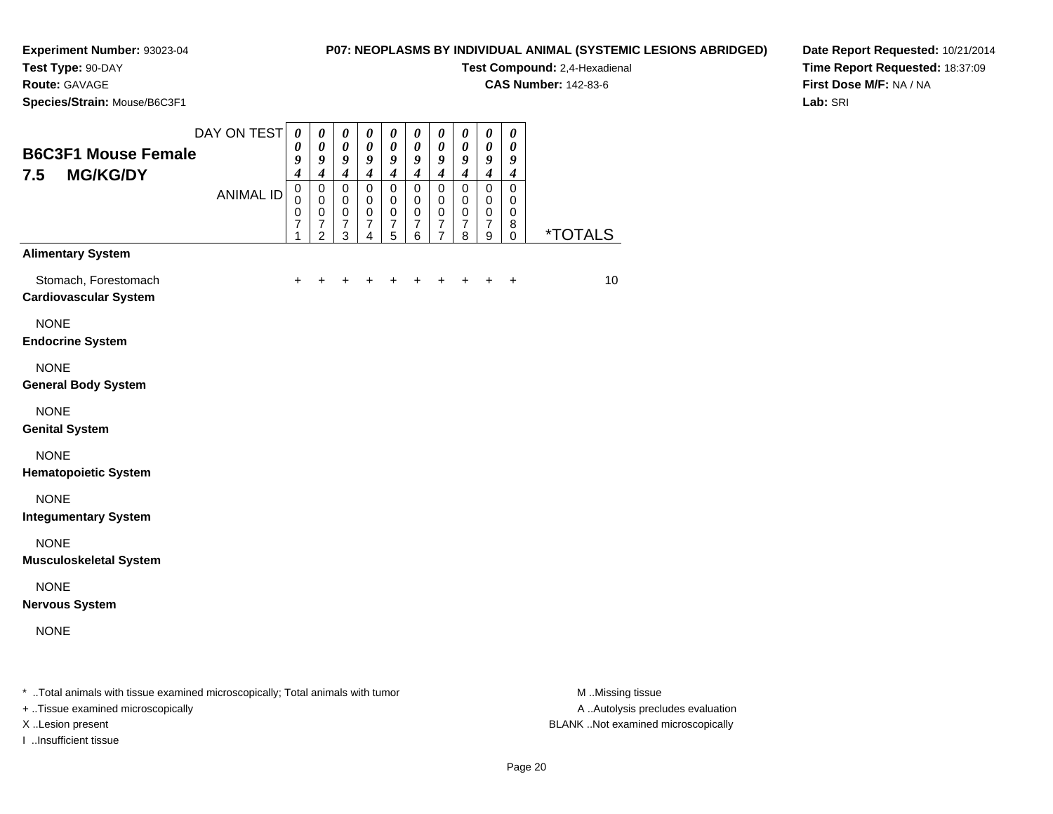**Experiment Number:** 93023-04
**Test Type:** 90-DAY
**Route:** GAVAGE
**Species/Strain:** Mouse/B6C3F1

**P07: NEOPLASMS BY INDIVIDUAL ANIMAL (SYSTEMIC LESIONS ABRIDGED)**
**Test Compound:** 2,4-Hexadienal
**CAS Number:** 142-83-6

**Date Report Requested:** 10/21/2014
**Time Report Requested:** 18:37:09
**First Dose M/F:** NA / NA
**Lab:** SRI

## B6C3F1 Mouse Female 7.5 MG/KG/DY

| DAY ON TEST | 0094 | 0094 | 0094 | 0094 | 0094 | 0094 | 0094 | 0094 | 0094 | 0094 | |
|---|---|---|---|---|---|---|---|---|---|---|---|
| ANIMAL ID | 00071 | 00072 | 00073 | 00074 | 00075 | 00076 | 00077 | 00078 | 00079 | 00080 | *TOTALS |
| **Alimentary System** | | | | | | | | | | | |
| Stomach, Forestomach | + | + | + | + | + | + | + | + | + | + | 10 |
| **Cardiovascular System** | | | | | | | | | | | |
| NONE | | | | | | | | | | | |
| **Endocrine System** | | | | | | | | | | | |
| NONE | | | | | | | | | | | |
| **General Body System** | | | | | | | | | | | |
| NONE | | | | | | | | | | | |
| **Genital System** | | | | | | | | | | | |
| NONE | | | | | | | | | | | |
| **Hematopoietic System** | | | | | | | | | | | |
| NONE | | | | | | | | | | | |
| **Integumentary System** | | | | | | | | | | | |
| NONE | | | | | | | | | | | |
| **Musculoskeletal System** | | | | | | | | | | | |
| NONE | | | | | | | | | | | |
| **Nervous System** | | | | | | | | | | | |
| NONE | | | | | | | | | | | |

* ..Total animals with tissue examined microscopically; Total animals with tumor
+ ..Tissue examined microscopically
X ..Lesion present
I ..Insufficient tissue

M ..Missing tissue
A ..Autolysis precludes evaluation
BLANK ..Not examined microscopically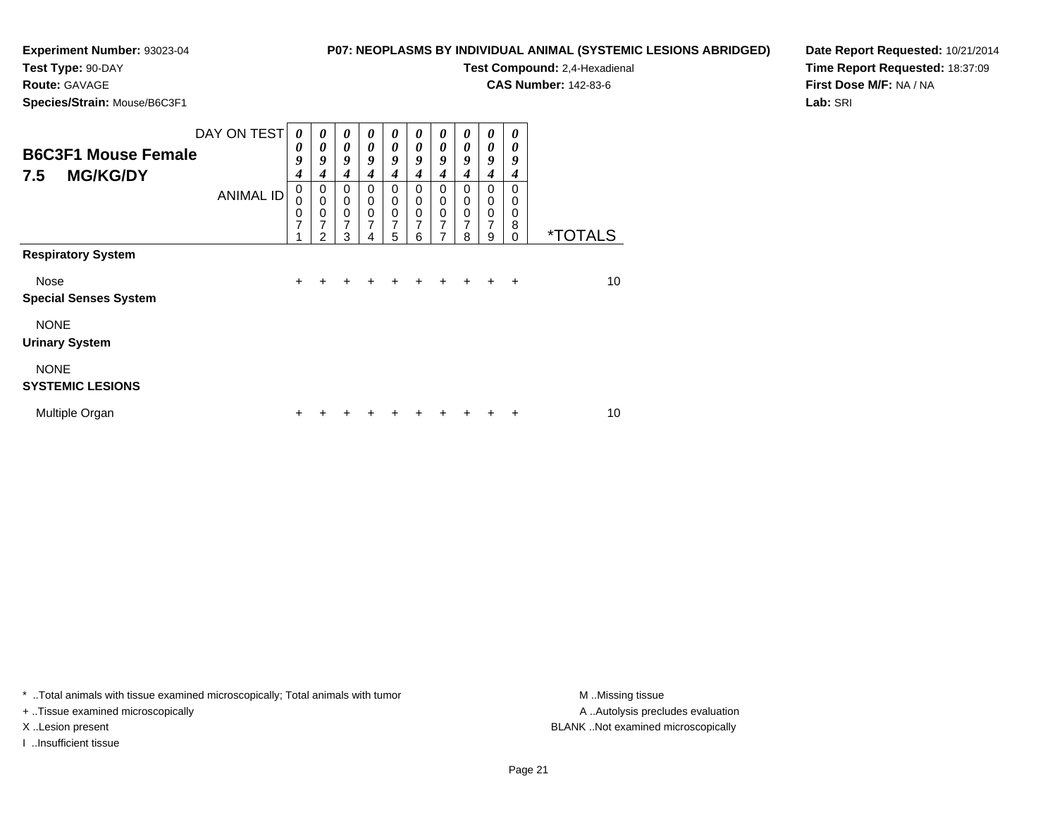**Experiment Number:** 93023-04
**Test Type:** 90-DAY
**Route:** GAVAGE
**Species/Strain:** Mouse/B6C3F1

**P07: NEOPLASMS BY INDIVIDUAL ANIMAL (SYSTEMIC LESIONS ABRIDGED)**
**Test Compound:** 2,4-Hexadienal
**CAS Number:** 142-83-6

**Date Report Requested:** 10/21/2014
**Time Report Requested:** 18:37:09
**First Dose M/F:** NA / NA
**Lab:** SRI

## B6C3F1 Mouse Female
## 7.5 MG/KG/DY

| DAY ON TEST | 0094 | 0094 | 0094 | 0094 | 0094 | 0094 | 0094 | 0094 | 0094 | 0094 | |
|---|---|---|---|---|---|---|---|---|---|---|---|
| ANIMAL ID | 00071 | 00072 | 00073 | 00074 | 00075 | 00076 | 00077 | 00078 | 00079 | 00080 | *TOTALS |
| **Respiratory System** | | | | | | | | | | | |
| Nose | + | + | + | + | + | + | + | + | + | + | 10 |
| **Special Senses System** | | | | | | | | | | | |
| NONE | | | | | | | | | | | |
| **Urinary System** | | | | | | | | | | | |
| NONE | | | | | | | | | | | |
| **SYSTEMIC LESIONS** | | | | | | | | | | | |
| Multiple Organ | + | + | + | + | + | + | + | + | + | + | 10 |

* ..Total animals with tissue examined microscopically; Total animals with tumor
+ ..Tissue examined microscopically
X ..Lesion present
I ..Insufficient tissue

M ..Missing tissue
A ..Autolysis precludes evaluation
BLANK ..Not examined microscopically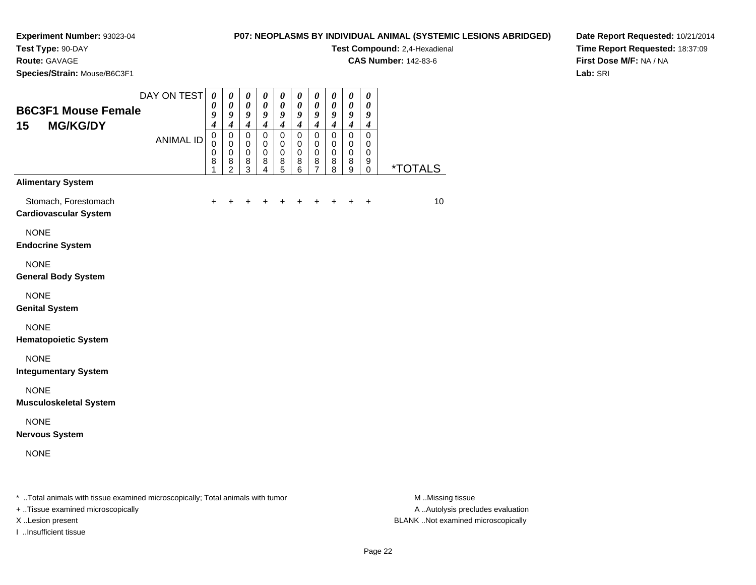**Experiment Number:** 93023-04
**Test Type:** 90-DAY
**Route:** GAVAGE
**Species/Strain:** Mouse/B6C3F1

**P07: NEOPLASMS BY INDIVIDUAL ANIMAL (SYSTEMIC LESIONS ABRIDGED)**
**Test Compound:** 2,4-Hexadienal
**CAS Number:** 142-83-6

**Date Report Requested:** 10/21/2014
**Time Report Requested:** 18:37:09
**First Dose M/F:** NA / NA
**Lab:** SRI

## B6C3F1 Mouse Female
## 15 MG/KG/DY

| DAY ON TEST | 0094 | 0094 | 0094 | 0094 | 0094 | 0094 | 0094 | 0094 | 0094 | 0094 | |
|---|---|---|---|---|---|---|---|---|---|---|---|
| ANIMAL ID | 00081 | 00082 | 00083 | 00084 | 00085 | 00086 | 00087 | 00088 | 00089 | 00090 | *TOTALS |
| **Alimentary System** | | | | | | | | | | | |
| Stomach, Forestomach | + | + | + | + | + | + | + | + | + | + | 10 |
| **Cardiovascular System** | | | | | | | | | | | |
| NONE | | | | | | | | | | | |
| **Endocrine System** | | | | | | | | | | | |
| NONE | | | | | | | | | | | |
| **General Body System** | | | | | | | | | | | |
| NONE | | | | | | | | | | | |
| **Genital System** | | | | | | | | | | | |
| NONE | | | | | | | | | | | |
| **Hematopoietic System** | | | | | | | | | | | |
| NONE | | | | | | | | | | | |
| **Integumentary System** | | | | | | | | | | | |
| NONE | | | | | | | | | | | |
| **Musculoskeletal System** | | | | | | | | | | | |
| NONE | | | | | | | | | | | |
| **Nervous System** | | | | | | | | | | | |
| NONE | | | | | | | | | | | |

* ..Total animals with tissue examined microscopically; Total animals with tumor
+ ..Tissue examined microscopically
X ..Lesion present
I ..Insufficient tissue

M ..Missing tissue
A ..Autolysis precludes evaluation
BLANK ..Not examined microscopically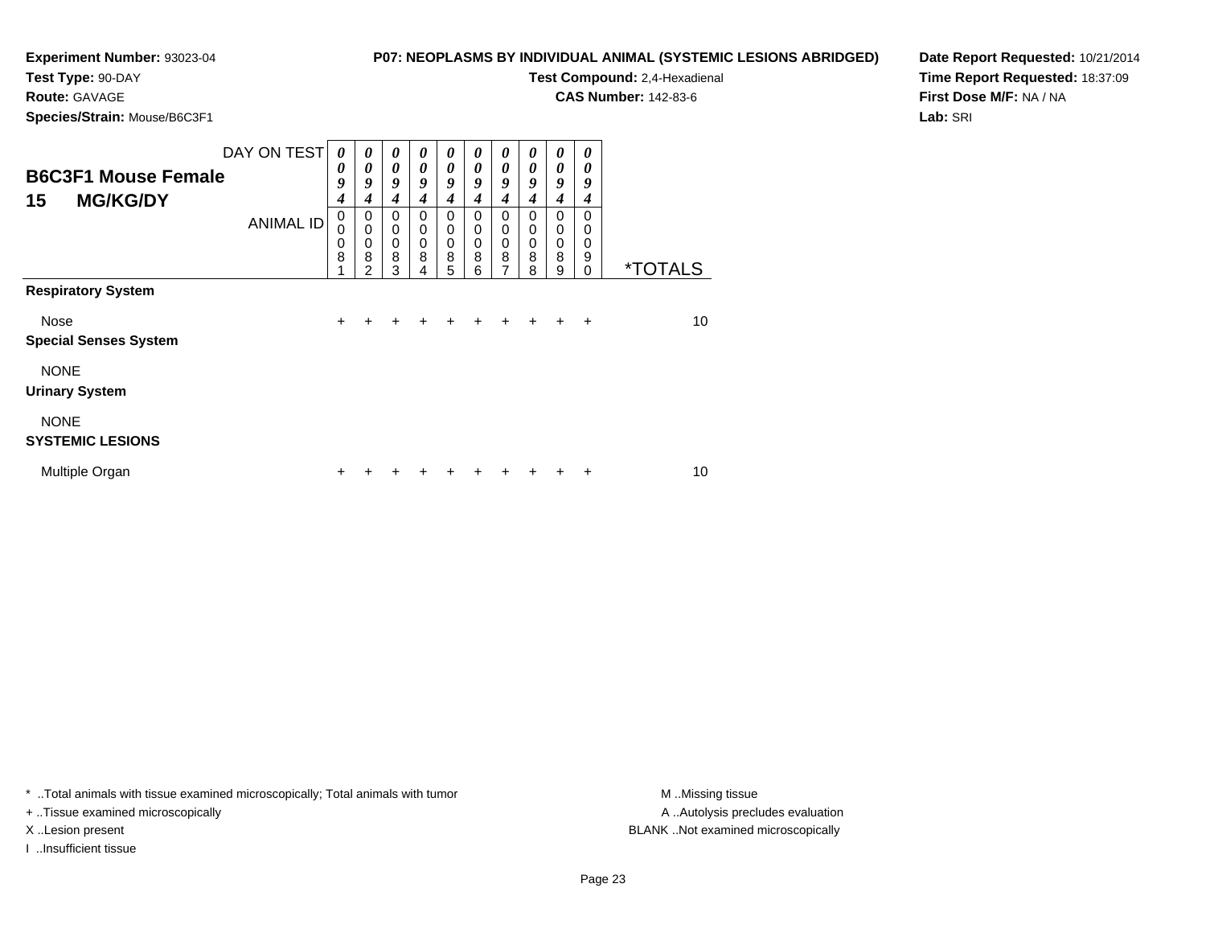**Experiment Number:** 93023-04
**Test Type:** 90-DAY
**Route:** GAVAGE
**Species/Strain:** Mouse/B6C3F1

**P07: NEOPLASMS BY INDIVIDUAL ANIMAL (SYSTEMIC LESIONS ABRIDGED)**
**Test Compound:** 2,4-Hexadienal
**CAS Number:** 142-83-6

**Date Report Requested:** 10/21/2014
**Time Report Requested:** 18:37:09
**First Dose M/F:** NA / NA
**Lab:** SRI

## B6C3F1 Mouse Female
## 15 MG/KG/DY

| DAY ON TEST | 0094 | 0094 | 0094 | 0094 | 0094 | 0094 | 0094 | 0094 | 0094 | 0094 | |
|---|---|---|---|---|---|---|---|---|---|---|---|
| ANIMAL ID | 00081 | 00082 | 00083 | 00084 | 00085 | 00086 | 00087 | 00088 | 00089 | 00090 | *TOTALS |
| **Respiratory System** | | | | | | | | | | | |
| Nose | + | + | + | + | + | + | + | + | + | + | 10 |
| **Special Senses System** | | | | | | | | | | | |
| NONE | | | | | | | | | | | |
| **Urinary System** | | | | | | | | | | | |
| NONE | | | | | | | | | | | |
| **SYSTEMIC LESIONS** | | | | | | | | | | | |
| Multiple Organ | + | + | + | + | + | + | + | + | + | + | 10 |

* ..Total animals with tissue examined microscopically; Total animals with tumor
+ ..Tissue examined microscopically
X ..Lesion present
I ..Insufficient tissue

M ..Missing tissue
A ..Autolysis precludes evaluation
BLANK ..Not examined microscopically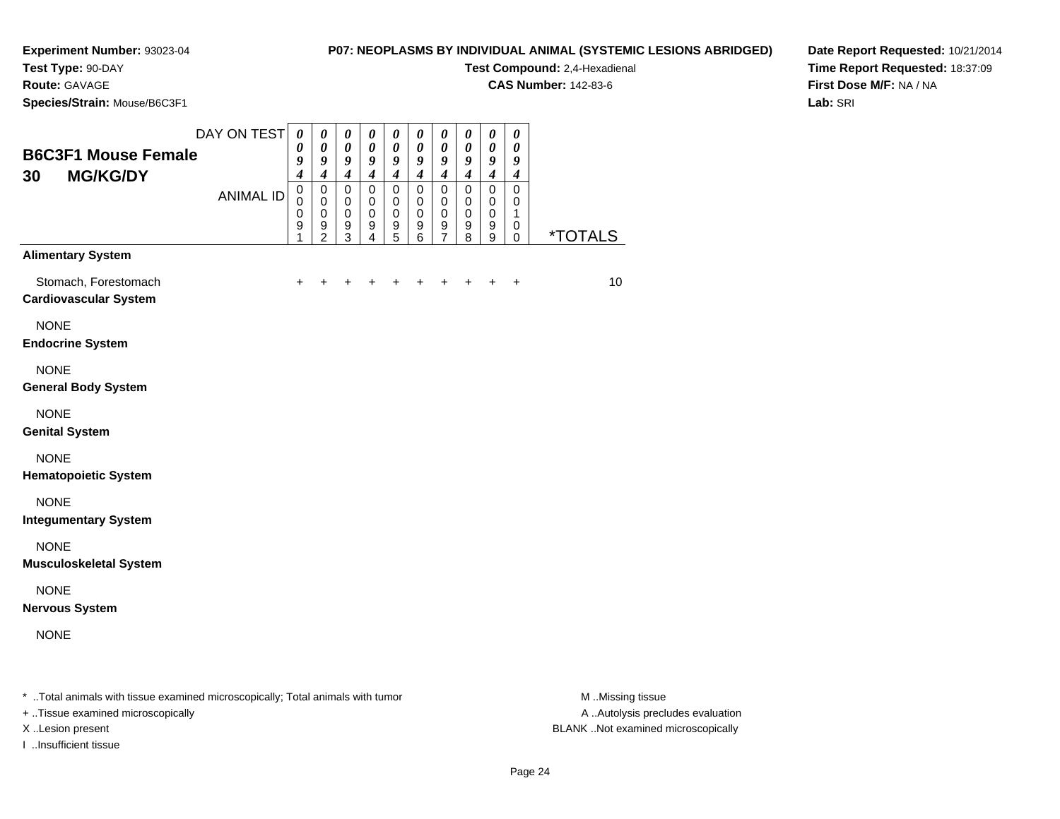**Experiment Number:** 93023-04
**Test Type:** 90-DAY
**Route:** GAVAGE
**Species/Strain:** Mouse/B6C3F1

**P07: NEOPLASMS BY INDIVIDUAL ANIMAL (SYSTEMIC LESIONS ABRIDGED)**
**Test Compound:** 2,4-Hexadienal
**CAS Number:** 142-83-6

**Date Report Requested:** 10/21/2014
**Time Report Requested:** 18:37:09
**First Dose M/F:** NA / NA
**Lab:** SRI

## B6C3F1 Mouse Female 30 MG/KG/DY

| DAY ON TEST | 0094 | 0094 | 0094 | 0094 | 0094 | 0094 | 0094 | 0094 | 0094 | 0094 | |
|---|---|---|---|---|---|---|---|---|---|---|---|
| ANIMAL ID | 00091 | 00092 | 00093 | 00094 | 00095 | 00096 | 00097 | 00098 | 00099 | 00100 | *TOTALS |
| **Alimentary System** | | | | | | | | | | | |
| Stomach, Forestomach | + | + | + | + | + | + | + | + | + | + | 10 |
| **Cardiovascular System** | | | | | | | | | | | |
| NONE | | | | | | | | | | | |
| **Endocrine System** | | | | | | | | | | | |
| NONE | | | | | | | | | | | |
| **General Body System** | | | | | | | | | | | |
| NONE | | | | | | | | | | | |
| **Genital System** | | | | | | | | | | | |
| NONE | | | | | | | | | | | |
| **Hematopoietic System** | | | | | | | | | | | |
| NONE | | | | | | | | | | | |
| **Integumentary System** | | | | | | | | | | | |
| NONE | | | | | | | | | | | |
| **Musculoskeletal System** | | | | | | | | | | | |
| NONE | | | | | | | | | | | |
| **Nervous System** | | | | | | | | | | | |
| NONE | | | | | | | | | | | |

* ..Total animals with tissue examined microscopically; Total animals with tumor
+ ..Tissue examined microscopically
X ..Lesion present
I ..Insufficient tissue

M ..Missing tissue
A ..Autolysis precludes evaluation
BLANK ..Not examined microscopically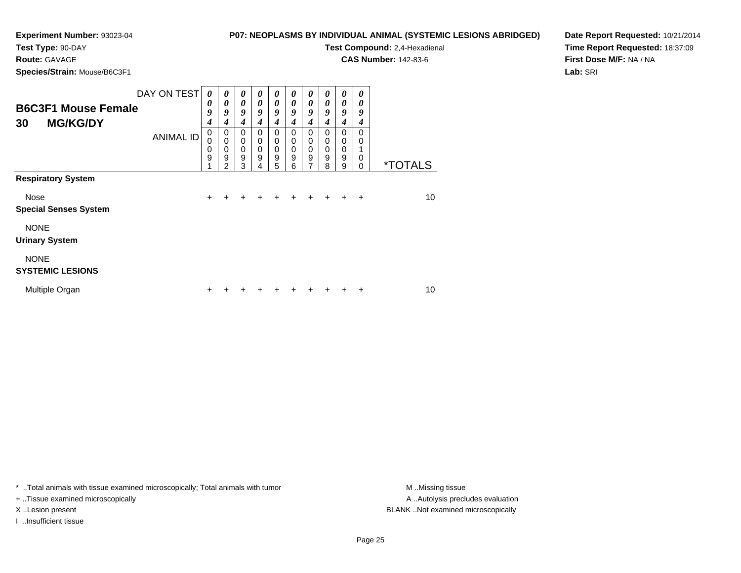**Experiment Number:** 93023-04
**Test Type:** 90-DAY
**Route:** GAVAGE
**Species/Strain:** Mouse/B6C3F1

**P07: NEOPLASMS BY INDIVIDUAL ANIMAL (SYSTEMIC LESIONS ABRIDGED)**
**Test Compound:** 2,4-Hexadienal
**CAS Number:** 142-83-6

**Date Report Requested:** 10/21/2014
**Time Report Requested:** 18:37:09
**First Dose M/F:** NA / NA
**Lab:** SRI

## B6C3F1 Mouse Female 30 MG/KG/DY

| DAY ON TEST | 0094 | 0094 | 0094 | 0094 | 0094 | 0094 | 0094 | 0094 | 0094 | 0094 | |
|---|---|---|---|---|---|---|---|---|---|---|---|
| ANIMAL ID | 00091 | 00092 | 00093 | 00094 | 00095 | 00096 | 00097 | 00098 | 00099 | 00100 | *TOTALS |
| **Respiratory System** | | | | | | | | | | | |
| Nose | + | + | + | + | + | + | + | + | + | + | 10 |
| **Special Senses System** | | | | | | | | | | | |
| NONE | | | | | | | | | | | |
| **Urinary System** | | | | | | | | | | | |
| NONE | | | | | | | | | | | |
| **SYSTEMIC LESIONS** | | | | | | | | | | | |
| Multiple Organ | + | + | + | + | + | + | + | + | + | + | 10 |

* ..Total animals with tissue examined microscopically; Total animals with tumor
+ ..Tissue examined microscopically
X ..Lesion present
I ..Insufficient tissue

M ..Missing tissue
A ..Autolysis precludes evaluation
BLANK ..Not examined microscopically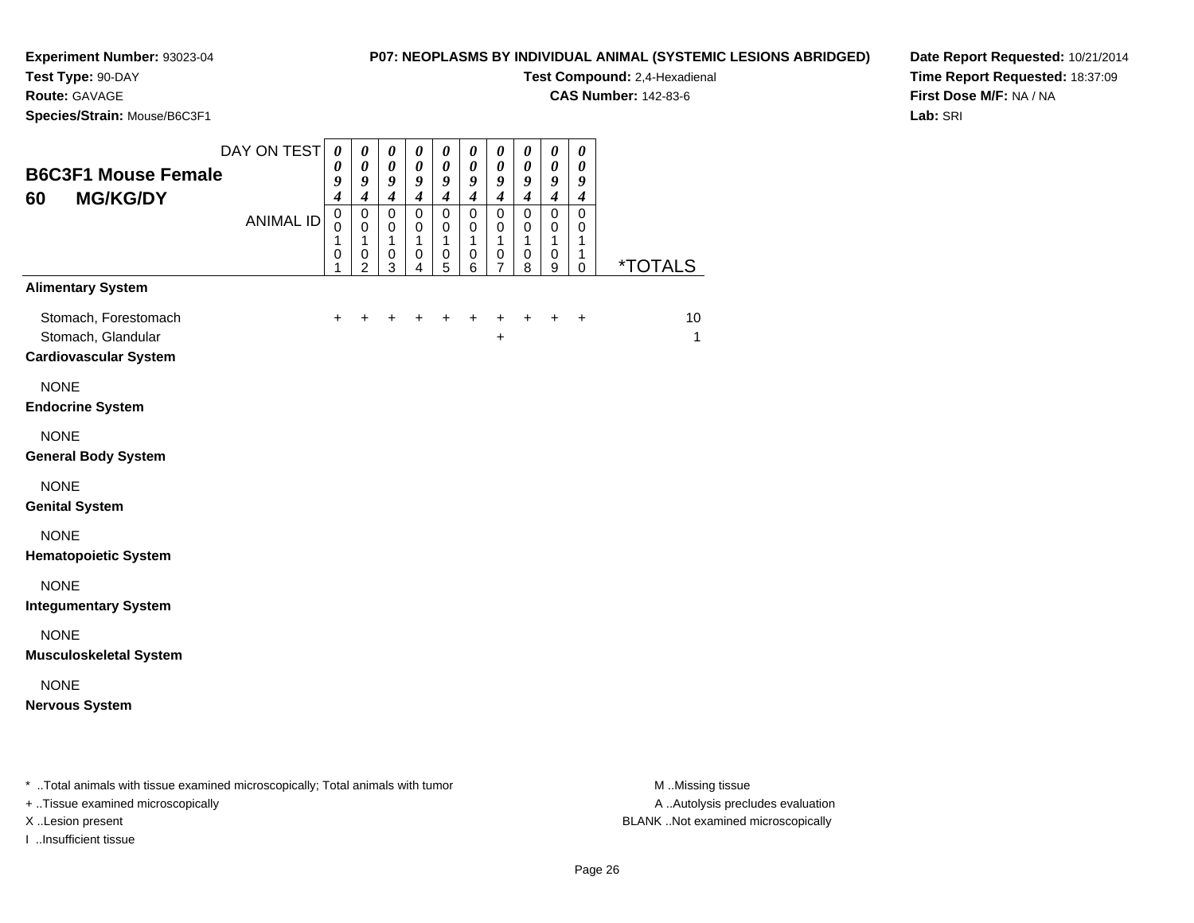**Experiment Number:** 93023-04
**Test Type:** 90-DAY
**Route:** GAVAGE
**Species/Strain:** Mouse/B6C3F1

**P07: NEOPLASMS BY INDIVIDUAL ANIMAL (SYSTEMIC LESIONS ABRIDGED)**
**Test Compound:** 2,4-Hexadienal
**CAS Number:** 142-83-6

**Date Report Requested:** 10/21/2014
**Time Report Requested:** 18:37:09
**First Dose M/F:** NA / NA
**Lab:** SRI

## B6C3F1 Mouse Female 60 MG/KG/DY

| DAY ON TEST | 0094 | 0094 | 0094 | 0094 | 0094 | 0094 | 0094 | 0094 | 0094 | 0094 | |
|---|---|---|---|---|---|---|---|---|---|---|---|
| **ANIMAL ID** | 00101 | 00102 | 00103 | 00104 | 00105 | 00106 | 00107 | 00108 | 00109 | 00110 | ***TOTALS** |
| **Alimentary System** | | | | | | | | | | | |
| Stomach, Forestomach | + | + | + | + | + | + | + | + | + | + | 10 |
| Stomach, Glandular | | | | | | | + | | | | 1 |
| **Cardiovascular System** | | | | | | | | | | | |
| NONE | | | | | | | | | | | |
| **Endocrine System** | | | | | | | | | | | |
| NONE | | | | | | | | | | | |
| **General Body System** | | | | | | | | | | | |
| NONE | | | | | | | | | | | |
| **Genital System** | | | | | | | | | | | |
| NONE | | | | | | | | | | | |
| **Hematopoietic System** | | | | | | | | | | | |
| NONE | | | | | | | | | | | |
| **Integumentary System** | | | | | | | | | | | |
| NONE | | | | | | | | | | | |
| **Musculoskeletal System** | | | | | | | | | | | |
| NONE | | | | | | | | | | | |
| **Nervous System** | | | | | | | | | | | |

* ..Total animals with tissue examined microscopically; Total animals with tumor
+ ..Tissue examined microscopically
X ..Lesion present
I ..Insufficient tissue

M ..Missing tissue
A ..Autolysis precludes evaluation
BLANK ..Not examined microscopically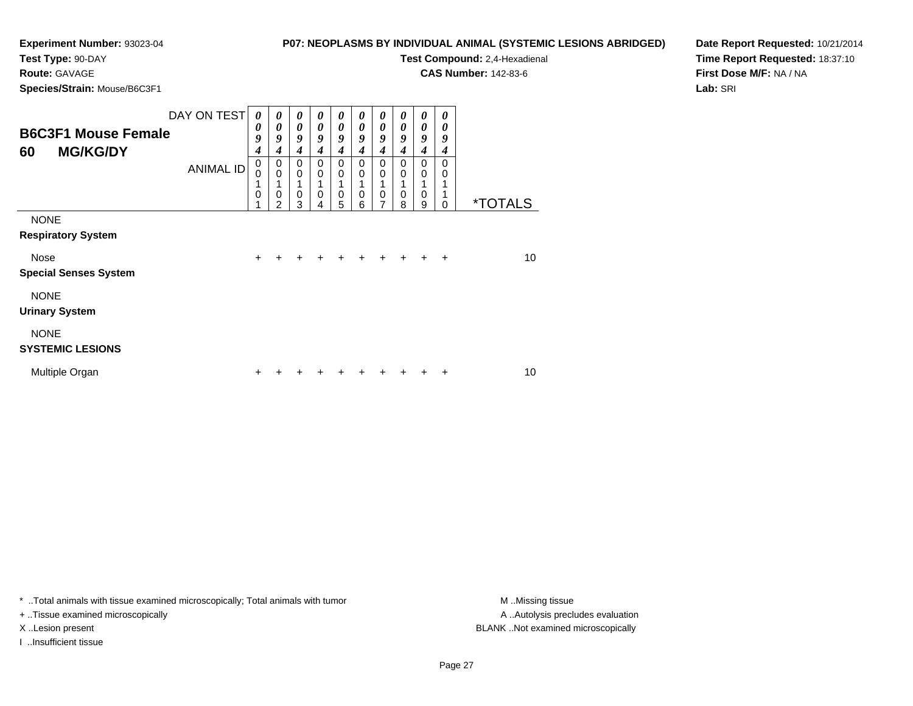**Experiment Number:** 93023-04
**Test Type:** 90-DAY
**Route:** GAVAGE
**Species/Strain:** Mouse/B6C3F1

**P07: NEOPLASMS BY INDIVIDUAL ANIMAL (SYSTEMIC LESIONS ABRIDGED)**
**Test Compound:** 2,4-Hexadienal
**CAS Number:** 142-83-6

**Date Report Requested:** 10/21/2014
**Time Report Requested:** 18:37:10
**First Dose M/F:** NA / NA
**Lab:** SRI

## B6C3F1 Mouse Female 60 MG/KG/DY

| DAY ON TEST | 0094 | 0094 | 0094 | 0094 | 0094 | 0094 | 0094 | 0094 | 0094 | 0094 | |
|---|---|---|---|---|---|---|---|---|---|---|---|
| ANIMAL ID | 00101 | 00102 | 00103 | 00104 | 00105 | 00106 | 00107 | 00108 | 00109 | 00110 | *TOTALS |
| NONE | | | | | | | | | | | |
| **Respiratory System** | | | | | | | | | | | |
| Nose | + | + | + | + | + | + | + | + | + | + | 10 |
| **Special Senses System** | | | | | | | | | | | |
| NONE | | | | | | | | | | | |
| **Urinary System** | | | | | | | | | | | |
| NONE | | | | | | | | | | | |
| **SYSTEMIC LESIONS** | | | | | | | | | | | |
| Multiple Organ | + | + | + | + | + | + | + | + | + | + | 10 |

* ..Total animals with tissue examined microscopically; Total animals with tumor
+ ..Tissue examined microscopically
X ..Lesion present
I ..Insufficient tissue

M ..Missing tissue
A ..Autolysis precludes evaluation
BLANK ..Not examined microscopically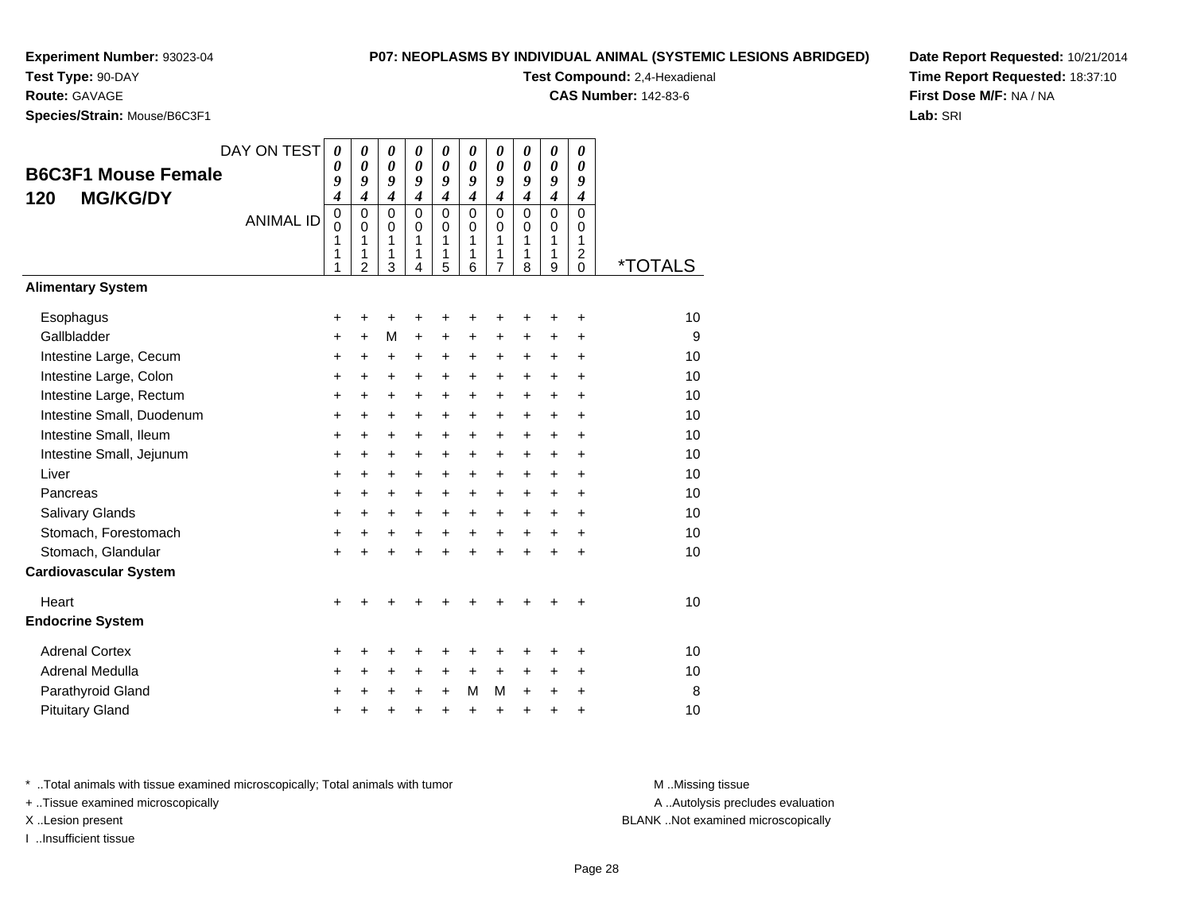**Experiment Number:** 93023-04
**Test Type:** 90-DAY
**Route:** GAVAGE
**Species/Strain:** Mouse/B6C3F1

**P07: NEOPLASMS BY INDIVIDUAL ANIMAL (SYSTEMIC LESIONS ABRIDGED)**
**Test Compound:** 2,4-Hexadienal
**CAS Number:** 142-83-6

**Date Report Requested:** 10/21/2014
**Time Report Requested:** 18:37:10
**First Dose M/F:** NA / NA
**Lab:** SRI

## B6C3F1 Mouse Female 120 MG/KG/DY

| DAY ON TEST | 0094 | 0094 | 0094 | 0094 | 0094 | 0094 | 0094 | 0094 | 0094 | 0094 | |
|---|---|---|---|---|---|---|---|---|---|---|---|
| ANIMAL ID | 00111 | 00112 | 00113 | 00114 | 00115 | 00116 | 00117 | 00118 | 00119 | 00120 | *TOTALS |
| **Alimentary System** | | | | | | | | | | | |
| Esophagus | + | + | + | + | + | + | + | + | + | + | 10 |
| Gallbladder | + | + | M | + | + | + | + | + | + | + | 9 |
| Intestine Large, Cecum | + | + | + | + | + | + | + | + | + | + | 10 |
| Intestine Large, Colon | + | + | + | + | + | + | + | + | + | + | 10 |
| Intestine Large, Rectum | + | + | + | + | + | + | + | + | + | + | 10 |
| Intestine Small, Duodenum | + | + | + | + | + | + | + | + | + | + | 10 |
| Intestine Small, Ileum | + | + | + | + | + | + | + | + | + | + | 10 |
| Intestine Small, Jejunum | + | + | + | + | + | + | + | + | + | + | 10 |
| Liver | + | + | + | + | + | + | + | + | + | + | 10 |
| Pancreas | + | + | + | + | + | + | + | + | + | + | 10 |
| Salivary Glands | + | + | + | + | + | + | + | + | + | + | 10 |
| Stomach, Forestomach | + | + | + | + | + | + | + | + | + | + | 10 |
| Stomach, Glandular | + | + | + | + | + | + | + | + | + | + | 10 |
| **Cardiovascular System** | | | | | | | | | | | |
| Heart | + | + | + | + | + | + | + | + | + | + | 10 |
| **Endocrine System** | | | | | | | | | | | |
| Adrenal Cortex | + | + | + | + | + | + | + | + | + | + | 10 |
| Adrenal Medulla | + | + | + | + | + | + | + | + | + | + | 10 |
| Parathyroid Gland | + | + | + | + | + | M | M | + | + | + | 8 |
| Pituitary Gland | + | + | + | + | + | + | + | + | + | + | 10 |

\* ..Total animals with tissue examined microscopically; Total animals with tumor
+ ..Tissue examined microscopically
X ..Lesion present
I ..Insufficient tissue

M ..Missing tissue
A ..Autolysis precludes evaluation
BLANK ..Not examined microscopically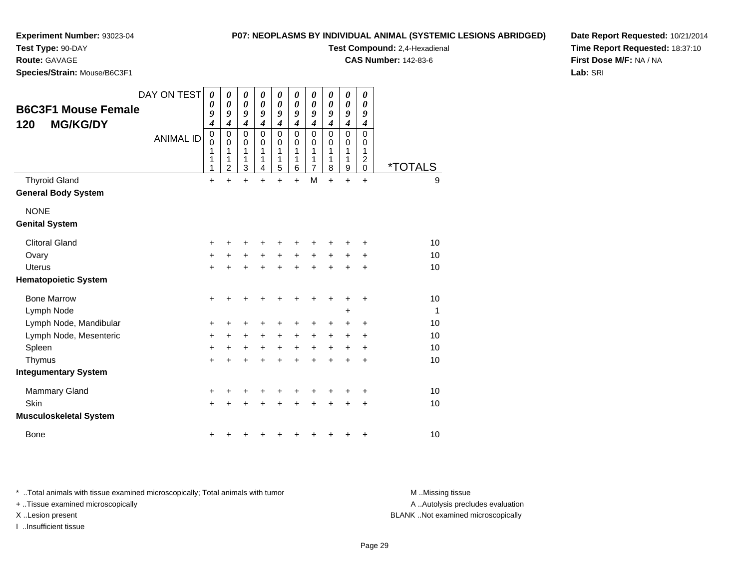**Experiment Number:** 93023-04
**Test Type:** 90-DAY
**Route:** GAVAGE
**Species/Strain:** Mouse/B6C3F1

**P07: NEOPLASMS BY INDIVIDUAL ANIMAL (SYSTEMIC LESIONS ABRIDGED)**
**Test Compound:** 2,4-Hexadienal
**CAS Number:** 142-83-6

**Date Report Requested:** 10/21/2014
**Time Report Requested:** 18:37:10
**First Dose M/F:** NA / NA
**Lab:** SRI

## B6C3F1 Mouse Female 120 MG/KG/DY

| DAY ON TEST | 0094 | 0094 | 0094 | 0094 | 0094 | 0094 | 0094 | 0094 | 0094 | 0094 | |
|---|---|---|---|---|---|---|---|---|---|---|---|
| ANIMAL ID | 00111 | 00112 | 00113 | 00114 | 00115 | 00116 | 00117 | 00118 | 00119 | 00120 | *TOTALS |
| Thyroid Gland | + | + | + | + | + | + | M | + | + | + | 9 |
| **General Body System** | | | | | | | | | | | |
| NONE | | | | | | | | | | | |
| **Genital System** | | | | | | | | | | | |
| Clitoral Gland | + | + | + | + | + | + | + | + | + | + | 10 |
| Ovary | + | + | + | + | + | + | + | + | + | + | 10 |
| Uterus | + | + | + | + | + | + | + | + | + | + | 10 |
| **Hematopoietic System** | | | | | | | | | | | |
| Bone Marrow | + | + | + | + | + | + | + | + | + | + | 10 |
| Lymph Node | | | | | | | | | + | | 1 |
| Lymph Node, Mandibular | + | + | + | + | + | + | + | + | + | + | 10 |
| Lymph Node, Mesenteric | + | + | + | + | + | + | + | + | + | + | 10 |
| Spleen | + | + | + | + | + | + | + | + | + | + | 10 |
| Thymus | + | + | + | + | + | + | + | + | + | + | 10 |
| **Integumentary System** | | | | | | | | | | | |
| Mammary Gland | + | + | + | + | + | + | + | + | + | + | 10 |
| Skin | + | + | + | + | + | + | + | + | + | + | 10 |
| **Musculoskeletal System** | | | | | | | | | | | |
| Bone | + | + | + | + | + | + | + | + | + | + | 10 |

* ..Total animals with tissue examined microscopically; Total animals with tumor
+ ..Tissue examined microscopically
X ..Lesion present
I ..Insufficient tissue

M ..Missing tissue
A ..Autolysis precludes evaluation
BLANK ..Not examined microscopically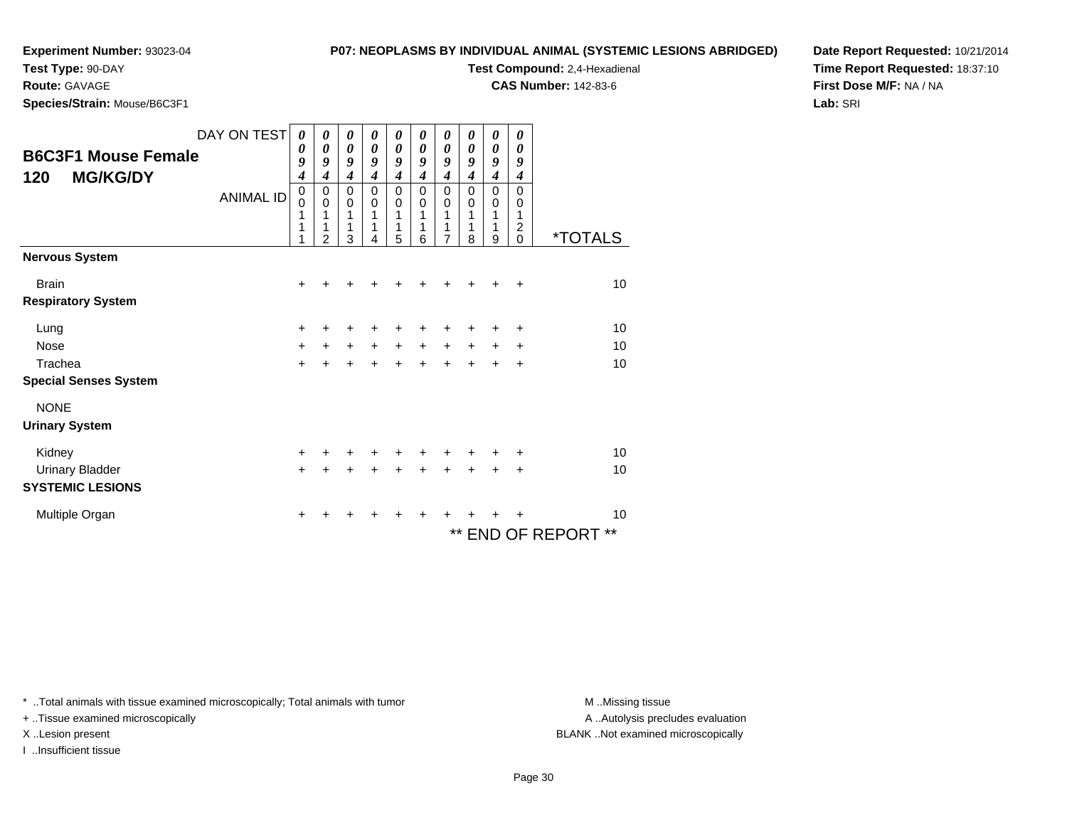**Experiment Number:** 93023-04
**Test Type:** 90-DAY
**Route:** GAVAGE
**Species/Strain:** Mouse/B6C3F1

**P07: NEOPLASMS BY INDIVIDUAL ANIMAL (SYSTEMIC LESIONS ABRIDGED)**
**Test Compound:** 2,4-Hexadienal
**CAS Number:** 142-83-6

**Date Report Requested:** 10/21/2014
**Time Report Requested:** 18:37:10
**First Dose M/F:** NA / NA
**Lab:** SRI

## B6C3F1 Mouse Female
## 120 MG/KG/DY

| DAY ON TEST | 0094 | 0094 | 0094 | 0094 | 0094 | 0094 | 0094 | 0094 | 0094 | 0094 | |
|---|---|---|---|---|---|---|---|---|---|---|---|
| ANIMAL ID | 00111 | 00112 | 00113 | 00114 | 00115 | 00116 | 00117 | 00118 | 00119 | 00120 | *TOTALS |
| **Nervous System** | | | | | | | | | | | |
| Brain | + | + | + | + | + | + | + | + | + | + | 10 |
| **Respiratory System** | | | | | | | | | | | |
| Lung | + | + | + | + | + | + | + | + | + | + | 10 |
| Nose | + | + | + | + | + | + | + | + | + | + | 10 |
| Trachea | + | + | + | + | + | + | + | + | + | + | 10 |
| **Special Senses System** | | | | | | | | | | | |
| NONE | | | | | | | | | | | |
| **Urinary System** | | | | | | | | | | | |
| Kidney | + | + | + | + | + | + | + | + | + | + | 10 |
| Urinary Bladder | + | + | + | + | + | + | + | + | + | + | 10 |
| **SYSTEMIC LESIONS** | | | | | | | | | | | |
| Multiple Organ | + | + | + | + | + | + | + | + | + | + | 10 |

** END OF REPORT **

* ..Total animals with tissue examined microscopically; Total animals with tumor
+ ..Tissue examined microscopically
X ..Lesion present
I ..Insufficient tissue

M ..Missing tissue
A ..Autolysis precludes evaluation
BLANK ..Not examined microscopically